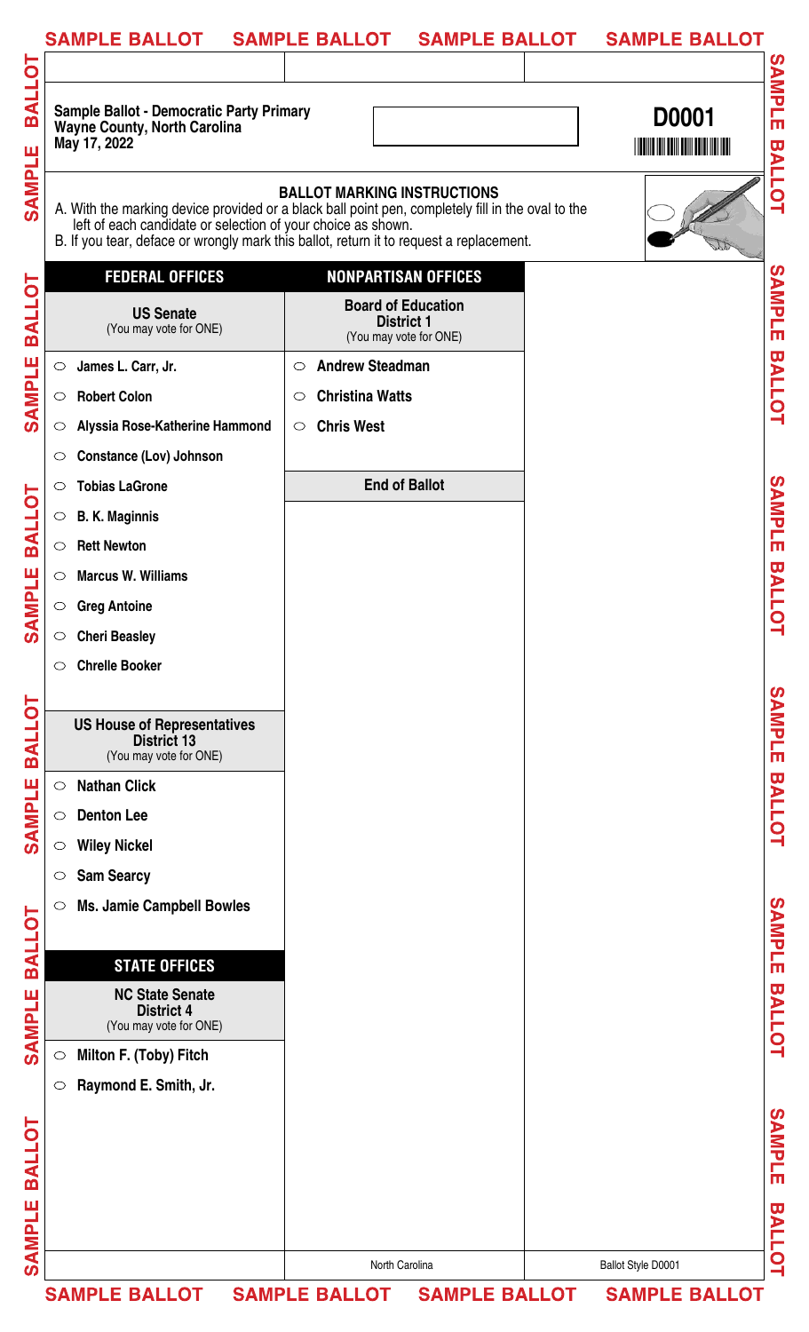**Sample Ballot - Democratic Party Primary**
**Wayne County, North Carolina**
**May 17, 2022**

**D0001**

### BALLOT MARKING INSTRUCTIONS

A. With the marking device provided or a black ball point pen, completely fill in the oval to the left of each candidate or selection of your choice as shown.
B. If you tear, deface or wrongly mark this ballot, return it to request a replacement.

## FEDERAL OFFICES

### US Senate
(You may vote for ONE)

- ○ James L. Carr, Jr.
- ○ Robert Colon
- ○ Alyssia Rose-Katherine Hammond
- ○ Constance (Lov) Johnson
- ○ Tobias LaGrone
- ○ B. K. Maginnis
- ○ Rett Newton
- ○ Marcus W. Williams
- ○ Greg Antoine
- ○ Cheri Beasley
- ○ Chrelle Booker

### US House of Representatives District 13
(You may vote for ONE)

- ○ Nathan Click
- ○ Denton Lee
- ○ Wiley Nickel
- ○ Sam Searcy
- ○ Ms. Jamie Campbell Bowles

## STATE OFFICES

### NC State Senate District 4
(You may vote for ONE)

- ○ Milton F. (Toby) Fitch
- ○ Raymond E. Smith, Jr.

## NONPARTISAN OFFICES

### Board of Education District 1
(You may vote for ONE)

- ○ Andrew Steadman
- ○ Christina Watts
- ○ Chris West

**End of Ballot**

North Carolina

Ballot Style D0001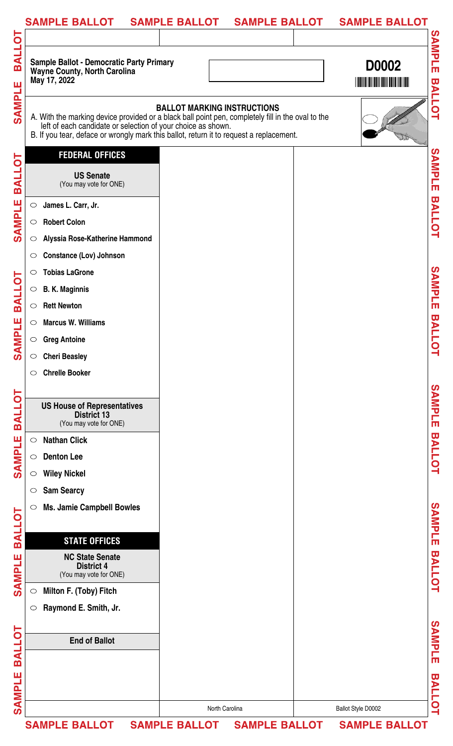**Sample Ballot - Democratic Party Primary**
**Wayne County, North Carolina**
**May 17, 2022**

**D0002**

**BALLOT MARKING INSTRUCTIONS**

A. With the marking device provided or a black ball point pen, completely fill in the oval to the left of each candidate or selection of your choice as shown.
B. If you tear, deface or wrongly mark this ballot, return it to request a replacement.

## FEDERAL OFFICES

### US Senate
(You may vote for ONE)

- ○ James L. Carr, Jr.
- ○ Robert Colon
- ○ Alyssia Rose-Katherine Hammond
- ○ Constance (Lov) Johnson
- ○ Tobias LaGrone
- ○ B. K. Maginnis
- ○ Rett Newton
- ○ Marcus W. Williams
- ○ Greg Antoine
- ○ Cheri Beasley
- ○ Chrelle Booker

### US House of Representatives District 13
(You may vote for ONE)

- ○ Nathan Click
- ○ Denton Lee
- ○ Wiley Nickel
- ○ Sam Searcy
- ○ Ms. Jamie Campbell Bowles

## STATE OFFICES

### NC State Senate District 4
(You may vote for ONE)

- ○ Milton F. (Toby) Fitch
- ○ Raymond E. Smith, Jr.

**End of Ballot**

North Carolina

Ballot Style D0002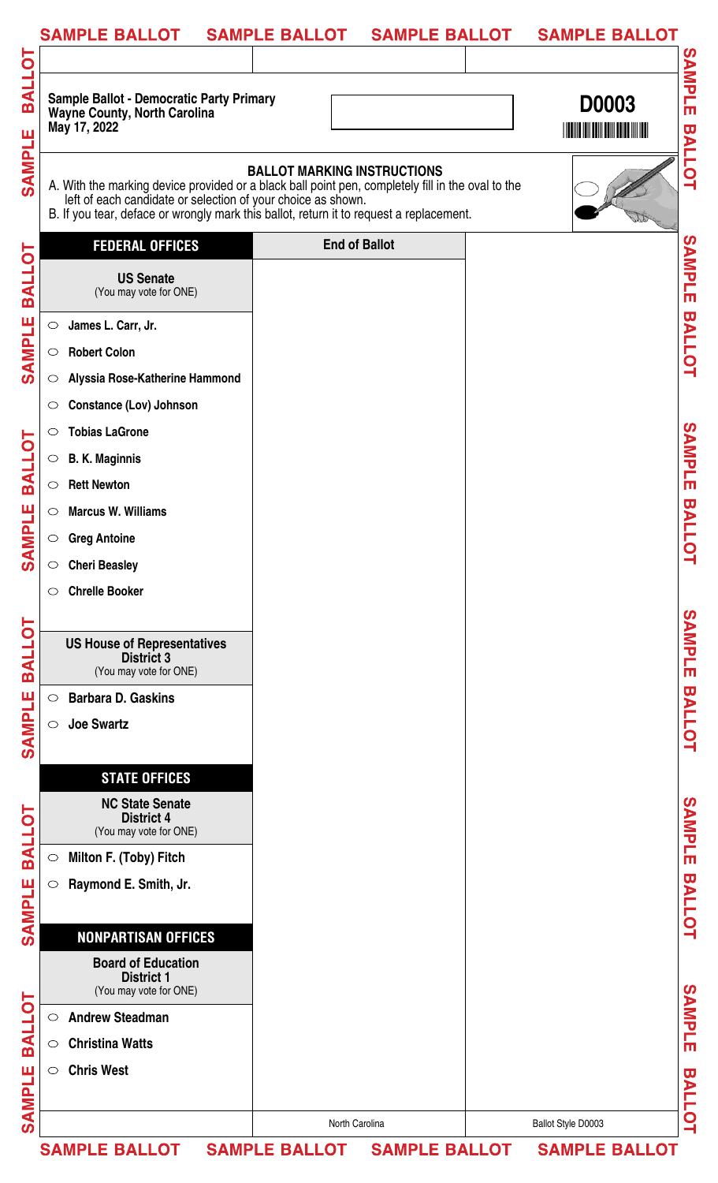**Sample Ballot - Democratic Party Primary**
**Wayne County, North Carolina**
**May 17, 2022**

**D0003**

### BALLOT MARKING INSTRUCTIONS

A. With the marking device provided or a black ball point pen, completely fill in the oval to the left of each candidate or selection of your choice as shown.
B. If you tear, deface or wrongly mark this ballot, return it to request a replacement.

## FEDERAL OFFICES

### US Senate
(You may vote for ONE)

- ○ James L. Carr, Jr.
- ○ Robert Colon
- ○ Alyssia Rose-Katherine Hammond
- ○ Constance (Lov) Johnson
- ○ Tobias LaGrone
- ○ B. K. Maginnis
- ○ Rett Newton
- ○ Marcus W. Williams
- ○ Greg Antoine
- ○ Cheri Beasley
- ○ Chrelle Booker

### US House of Representatives District 3
(You may vote for ONE)

- ○ Barbara D. Gaskins
- ○ Joe Swartz

## STATE OFFICES

### NC State Senate District 4
(You may vote for ONE)

- ○ Milton F. (Toby) Fitch
- ○ Raymond E. Smith, Jr.

## NONPARTISAN OFFICES

### Board of Education District 1
(You may vote for ONE)

- ○ Andrew Steadman
- ○ Christina Watts
- ○ Chris West

**End of Ballot**

North Carolina

Ballot Style D0003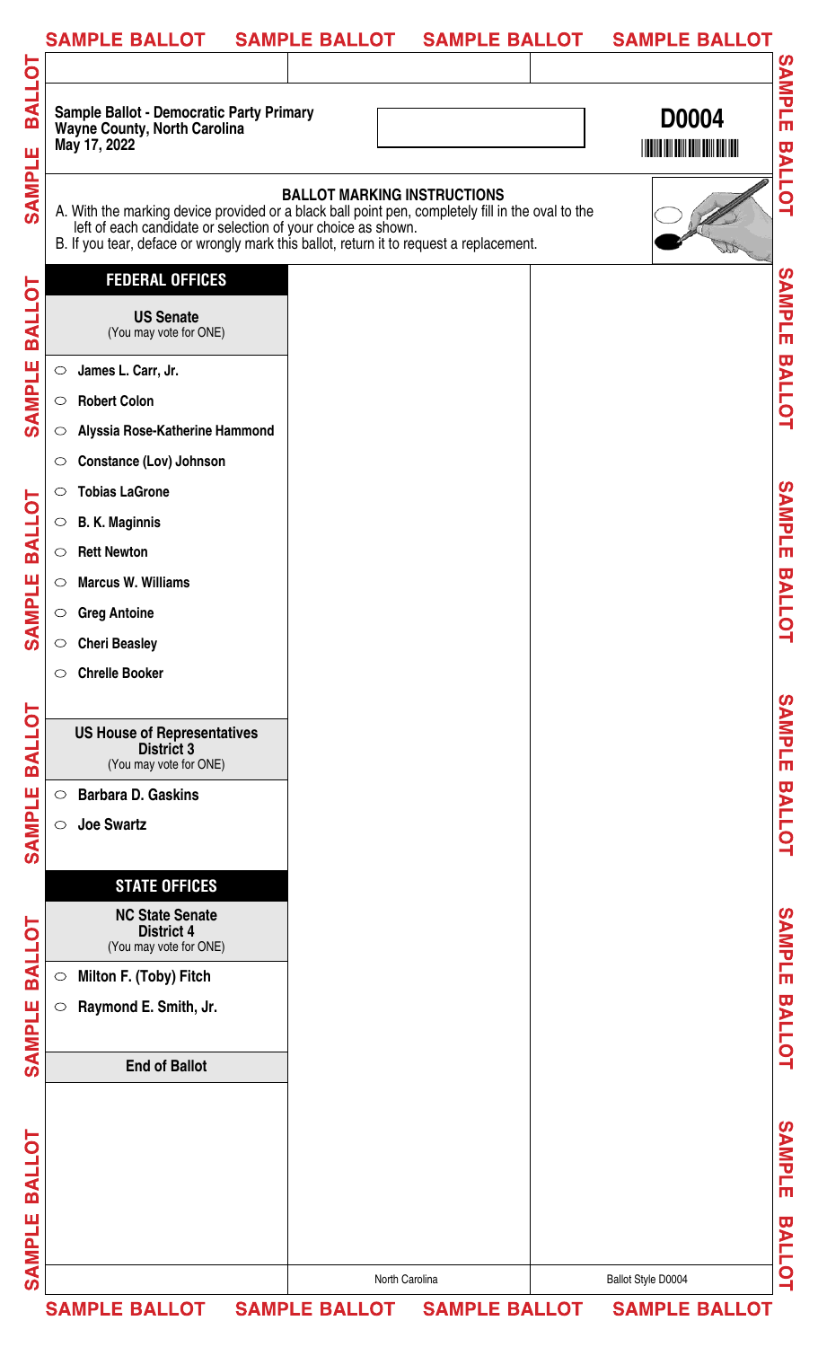**Sample Ballot - Democratic Party Primary**
**Wayne County, North Carolina**
**May 17, 2022**

**D0004**

**BALLOT MARKING INSTRUCTIONS**

A. With the marking device provided or a black ball point pen, completely fill in the oval to the left of each candidate or selection of your choice as shown.
B. If you tear, deface or wrongly mark this ballot, return it to request a replacement.

## FEDERAL OFFICES

### US Senate
(You may vote for ONE)

- ○ James L. Carr, Jr.
- ○ Robert Colon
- ○ Alyssia Rose-Katherine Hammond
- ○ Constance (Lov) Johnson
- ○ Tobias LaGrone
- ○ B. K. Maginnis
- ○ Rett Newton
- ○ Marcus W. Williams
- ○ Greg Antoine
- ○ Cheri Beasley
- ○ Chrelle Booker

### US House of Representatives District 3
(You may vote for ONE)

- ○ Barbara D. Gaskins
- ○ Joe Swartz

## STATE OFFICES

### NC State Senate District 4
(You may vote for ONE)

- ○ Milton F. (Toby) Fitch
- ○ Raymond E. Smith, Jr.

**End of Ballot**

North Carolina

Ballot Style D0004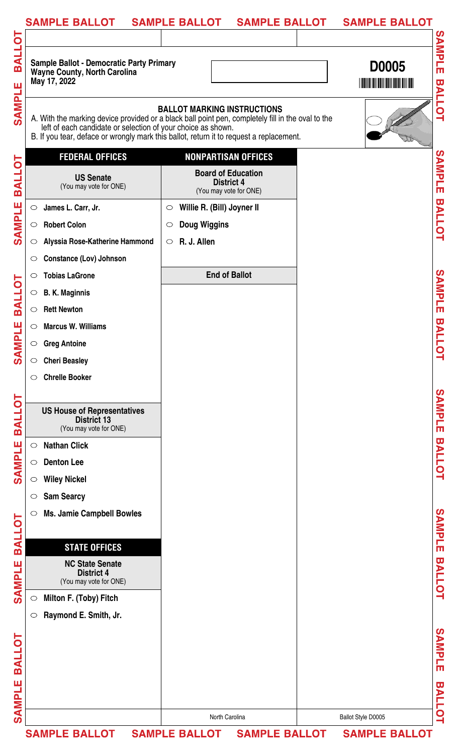**Sample Ballot - Democratic Party Primary**
**Wayne County, North Carolina**
**May 17, 2022**

**D0005**

### BALLOT MARKING INSTRUCTIONS

A. With the marking device provided or a black ball point pen, completely fill in the oval to the left of each candidate or selection of your choice as shown.
B. If you tear, deface or wrongly mark this ballot, return it to request a replacement.

## FEDERAL OFFICES

### US Senate
(You may vote for ONE)

- ○ James L. Carr, Jr.
- ○ Robert Colon
- ○ Alyssia Rose-Katherine Hammond
- ○ Constance (Lov) Johnson
- ○ Tobias LaGrone
- ○ B. K. Maginnis
- ○ Rett Newton
- ○ Marcus W. Williams
- ○ Greg Antoine
- ○ Cheri Beasley
- ○ Chrelle Booker

### US House of Representatives District 13
(You may vote for ONE)

- ○ Nathan Click
- ○ Denton Lee
- ○ Wiley Nickel
- ○ Sam Searcy
- ○ Ms. Jamie Campbell Bowles

## STATE OFFICES

### NC State Senate District 4
(You may vote for ONE)

- ○ Milton F. (Toby) Fitch
- ○ Raymond E. Smith, Jr.

## NONPARTISAN OFFICES

### Board of Education District 4
(You may vote for ONE)

- ○ Willie R. (Bill) Joyner II
- ○ Doug Wiggins
- ○ R. J. Allen

**End of Ballot**

North Carolina

Ballot Style D0005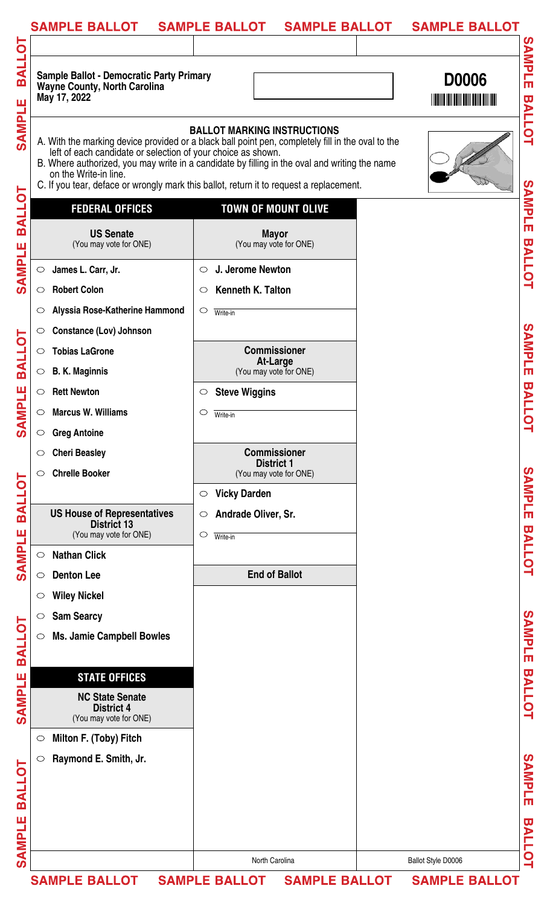**Sample Ballot - Democratic Party Primary**
**Wayne County, North Carolina**
**May 17, 2022**

**D0006**

### BALLOT MARKING INSTRUCTIONS

A. With the marking device provided or a black ball point pen, completely fill in the oval to the left of each candidate or selection of your choice as shown.
B. Where authorized, you may write in a candidate by filling in the oval and writing the name on the Write-in line.
C. If you tear, deface or wrongly mark this ballot, return it to request a replacement.

## FEDERAL OFFICES

### US Senate
(You may vote for ONE)

- ○ James L. Carr, Jr.
- ○ Robert Colon
- ○ Alyssia Rose-Katherine Hammond
- ○ Constance (Lov) Johnson
- ○ Tobias LaGrone
- ○ B. K. Maginnis
- ○ Rett Newton
- ○ Marcus W. Williams
- ○ Greg Antoine
- ○ Cheri Beasley
- ○ Chrelle Booker

### US House of Representatives District 13
(You may vote for ONE)

- ○ Nathan Click
- ○ Denton Lee
- ○ Wiley Nickel
- ○ Sam Searcy
- ○ Ms. Jamie Campbell Bowles

## STATE OFFICES

### NC State Senate District 4
(You may vote for ONE)

- ○ Milton F. (Toby) Fitch
- ○ Raymond E. Smith, Jr.

## TOWN OF MOUNT OLIVE

### Mayor
(You may vote for ONE)

- ○ J. Jerome Newton
- ○ Kenneth K. Talton
- ○ Write-in ____________

### Commissioner At-Large
(You may vote for ONE)

- ○ Steve Wiggins
- ○ Write-in ____________

### Commissioner District 1
(You may vote for ONE)

- ○ Vicky Darden
- ○ Andrade Oliver, Sr.
- ○ Write-in ____________

**End of Ballot**

North Carolina | Ballot Style D0006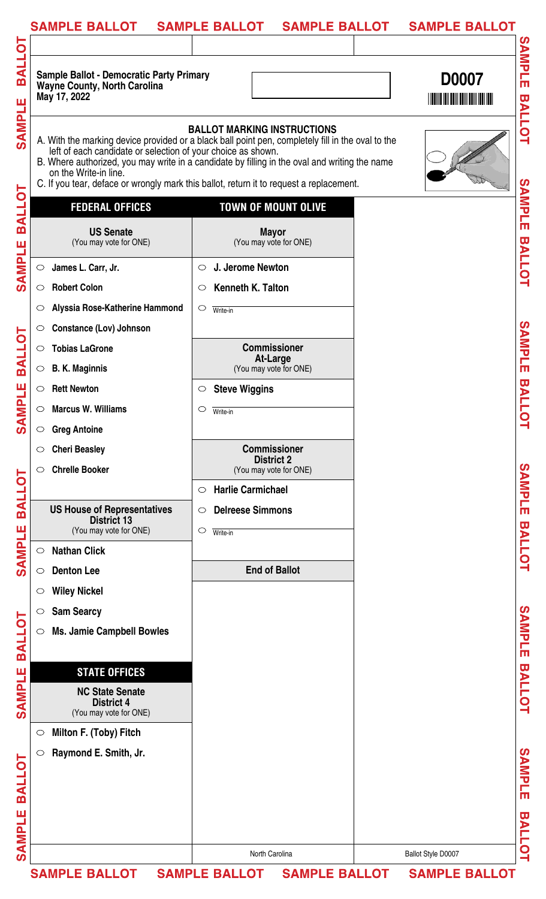**Sample Ballot - Democratic Party Primary**
**Wayne County, North Carolina**
**May 17, 2022**

**D0007**

## BALLOT MARKING INSTRUCTIONS

A. With the marking device provided or a black ball point pen, completely fill in the oval to the left of each candidate or selection of your choice as shown.
B. Where authorized, you may write in a candidate by filling in the oval and writing the name on the Write-in line.
C. If you tear, deface or wrongly mark this ballot, return it to request a replacement.

## FEDERAL OFFICES

### US Senate
(You may vote for ONE)

- ○ James L. Carr, Jr.
- ○ Robert Colon
- ○ Alyssia Rose-Katherine Hammond
- ○ Constance (Lov) Johnson
- ○ Tobias LaGrone
- ○ B. K. Maginnis
- ○ Rett Newton
- ○ Marcus W. Williams
- ○ Greg Antoine
- ○ Cheri Beasley
- ○ Chrelle Booker

### US House of Representatives District 13
(You may vote for ONE)

- ○ Nathan Click
- ○ Denton Lee
- ○ Wiley Nickel
- ○ Sam Searcy
- ○ Ms. Jamie Campbell Bowles

## STATE OFFICES

### NC State Senate District 4
(You may vote for ONE)

- ○ Milton F. (Toby) Fitch
- ○ Raymond E. Smith, Jr.

## TOWN OF MOUNT OLIVE

### Mayor
(You may vote for ONE)

- ○ J. Jerome Newton
- ○ Kenneth K. Talton
- ○ Write-in ______

### Commissioner At-Large
(You may vote for ONE)

- ○ Steve Wiggins
- ○ Write-in ______

### Commissioner District 2
(You may vote for ONE)

- ○ Harlie Carmichael
- ○ Delreese Simmons
- ○ Write-in ______

**End of Ballot**

North Carolina

Ballot Style D0007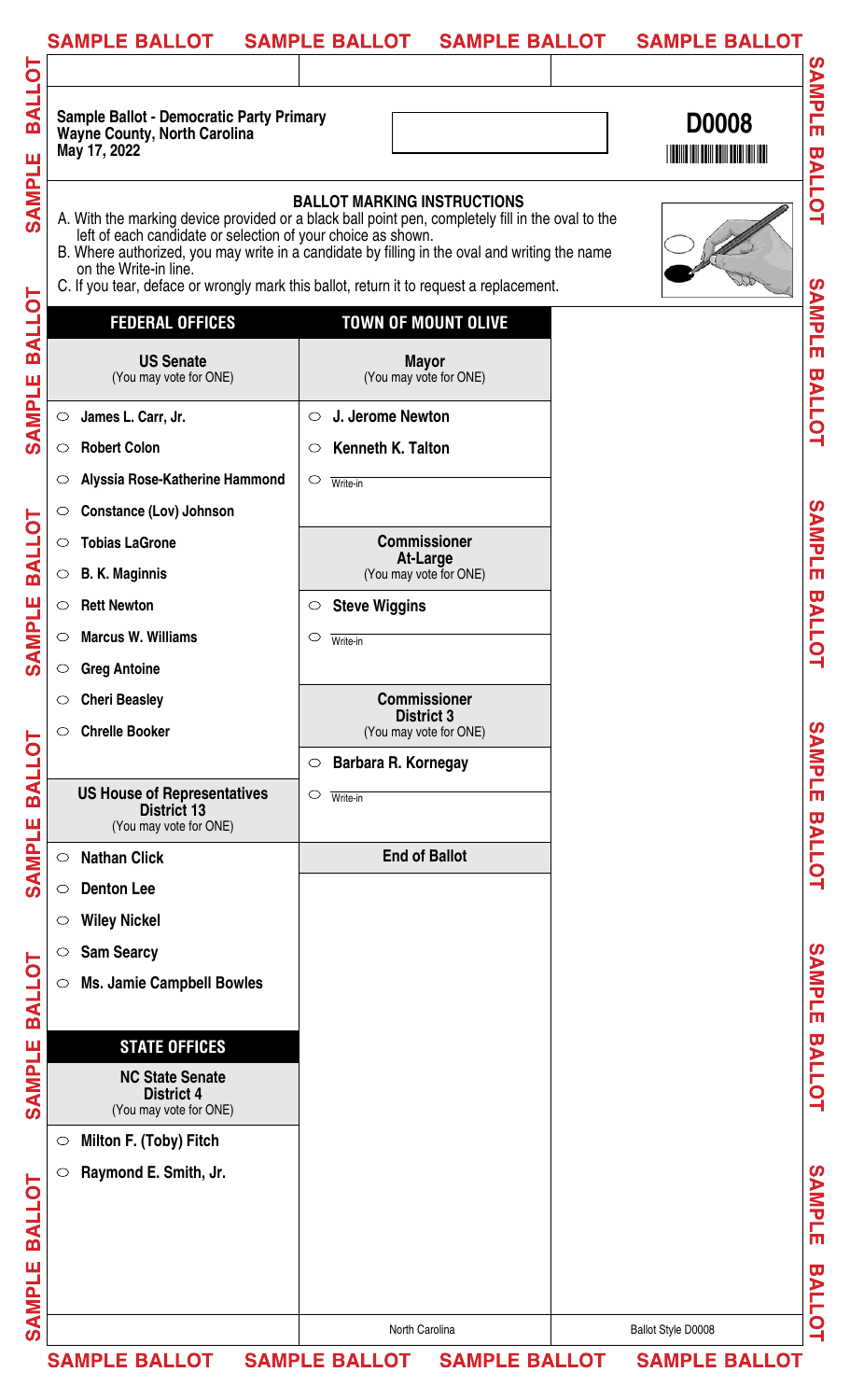**Sample Ballot - Democratic Party Primary**
**Wayne County, North Carolina**
**May 17, 2022**

**D0008**

**BALLOT MARKING INSTRUCTIONS**

A. With the marking device provided or a black ball point pen, completely fill in the oval to the left of each candidate or selection of your choice as shown.
B. Where authorized, you may write in a candidate by filling in the oval and writing the name on the Write-in line.
C. If you tear, deface or wrongly mark this ballot, return it to request a replacement.

## FEDERAL OFFICES

### US Senate
(You may vote for ONE)

- ○ James L. Carr, Jr.
- ○ Robert Colon
- ○ Alyssia Rose-Katherine Hammond
- ○ Constance (Lov) Johnson
- ○ Tobias LaGrone
- ○ B. K. Maginnis
- ○ Rett Newton
- ○ Marcus W. Williams
- ○ Greg Antoine
- ○ Cheri Beasley
- ○ Chrelle Booker

### US House of Representatives District 13
(You may vote for ONE)

- ○ Nathan Click
- ○ Denton Lee
- ○ Wiley Nickel
- ○ Sam Searcy
- ○ Ms. Jamie Campbell Bowles

## STATE OFFICES

### NC State Senate District 4
(You may vote for ONE)

- ○ Milton F. (Toby) Fitch
- ○ Raymond E. Smith, Jr.

## TOWN OF MOUNT OLIVE

### Mayor
(You may vote for ONE)

- ○ J. Jerome Newton
- ○ Kenneth K. Talton
- ○ Write-in

### Commissioner At-Large
(You may vote for ONE)

- ○ Steve Wiggins
- ○ Write-in

### Commissioner District 3
(You may vote for ONE)

- ○ Barbara R. Kornegay
- ○ Write-in

**End of Ballot**

North Carolina

Ballot Style D0008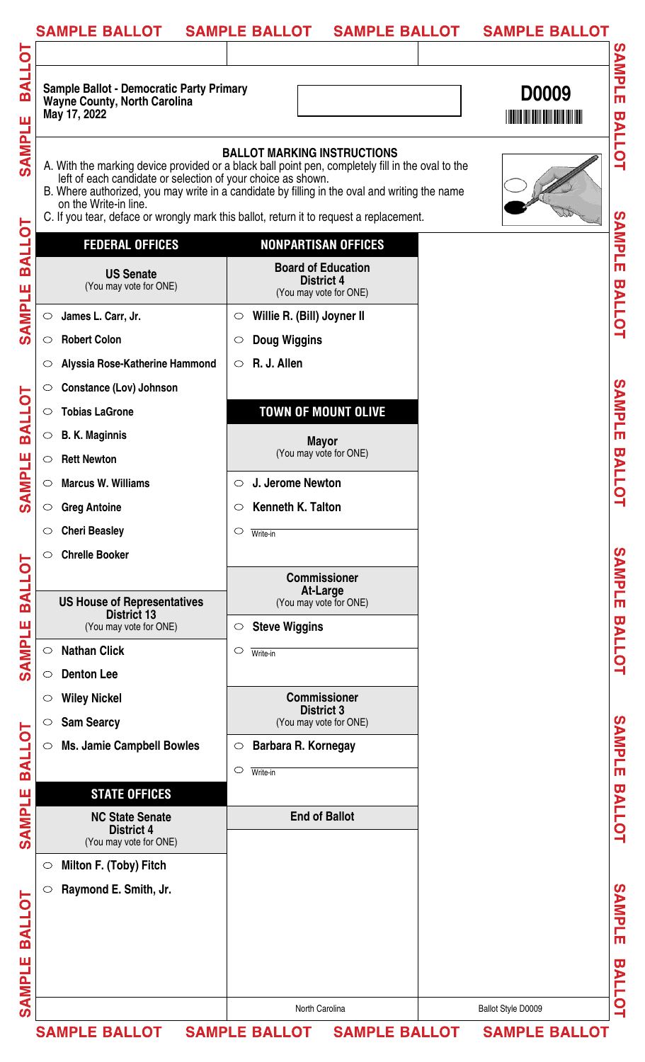**Sample Ballot - Democratic Party Primary**
**Wayne County, North Carolina**
**May 17, 2022**

**D0009**

### BALLOT MARKING INSTRUCTIONS

A. With the marking device provided or a black ball point pen, completely fill in the oval to the left of each candidate or selection of your choice as shown.
B. Where authorized, you may write in a candidate by filling in the oval and writing the name on the Write-in line.
C. If you tear, deface or wrongly mark this ballot, return it to request a replacement.

## FEDERAL OFFICES

### US Senate
(You may vote for ONE)

- ○ James L. Carr, Jr.
- ○ Robert Colon
- ○ Alyssia Rose-Katherine Hammond
- ○ Constance (Lov) Johnson
- ○ Tobias LaGrone
- ○ B. K. Maginnis
- ○ Rett Newton
- ○ Marcus W. Williams
- ○ Greg Antoine
- ○ Cheri Beasley
- ○ Chrelle Booker

### US House of Representatives District 13
(You may vote for ONE)

- ○ Nathan Click
- ○ Denton Lee
- ○ Wiley Nickel
- ○ Sam Searcy
- ○ Ms. Jamie Campbell Bowles

## STATE OFFICES

### NC State Senate District 4
(You may vote for ONE)

- ○ Milton F. (Toby) Fitch
- ○ Raymond E. Smith, Jr.

## NONPARTISAN OFFICES

### Board of Education District 4
(You may vote for ONE)

- ○ Willie R. (Bill) Joyner II
- ○ Doug Wiggins
- ○ R. J. Allen

## TOWN OF MOUNT OLIVE

### Mayor
(You may vote for ONE)

- ○ J. Jerome Newton
- ○ Kenneth K. Talton
- ○ Write-in

### Commissioner At-Large
(You may vote for ONE)

- ○ Steve Wiggins
- ○ Write-in

### Commissioner District 3
(You may vote for ONE)

- ○ Barbara R. Kornegay
- ○ Write-in

**End of Ballot**

North Carolina

Ballot Style D0009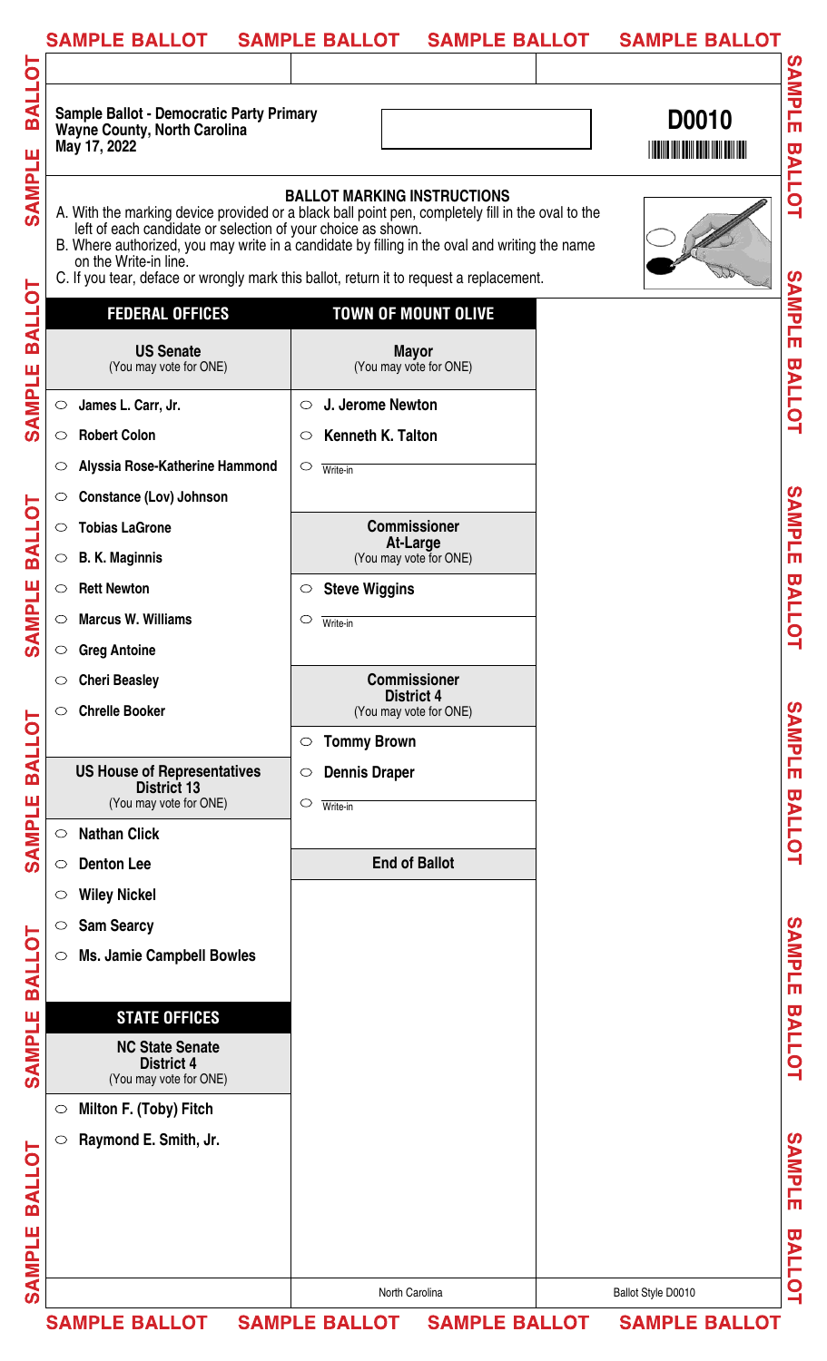**Sample Ballot - Democratic Party Primary**
**Wayne County, North Carolina**
**May 17, 2022**

**D0010**

**BALLOT MARKING INSTRUCTIONS**

A. With the marking device provided or a black ball point pen, completely fill in the oval to the left of each candidate or selection of your choice as shown.
B. Where authorized, you may write in a candidate by filling in the oval and writing the name on the Write-in line.
C. If you tear, deface or wrongly mark this ballot, return it to request a replacement.

## FEDERAL OFFICES

### US Senate
(You may vote for ONE)

- ○ James L. Carr, Jr.
- ○ Robert Colon
- ○ Alyssia Rose-Katherine Hammond
- ○ Constance (Lov) Johnson
- ○ Tobias LaGrone
- ○ B. K. Maginnis
- ○ Rett Newton
- ○ Marcus W. Williams
- ○ Greg Antoine
- ○ Cheri Beasley
- ○ Chrelle Booker

### US House of Representatives District 13
(You may vote for ONE)

- ○ Nathan Click
- ○ Denton Lee
- ○ Wiley Nickel
- ○ Sam Searcy
- ○ Ms. Jamie Campbell Bowles

## STATE OFFICES

### NC State Senate District 4
(You may vote for ONE)

- ○ Milton F. (Toby) Fitch
- ○ Raymond E. Smith, Jr.

## TOWN OF MOUNT OLIVE

### Mayor
(You may vote for ONE)

- ○ J. Jerome Newton
- ○ Kenneth K. Talton
- ○ Write-in

### Commissioner At-Large
(You may vote for ONE)

- ○ Steve Wiggins
- ○ Write-in

### Commissioner District 4
(You may vote for ONE)

- ○ Tommy Brown
- ○ Dennis Draper
- ○ Write-in

**End of Ballot**

North Carolina

Ballot Style D0010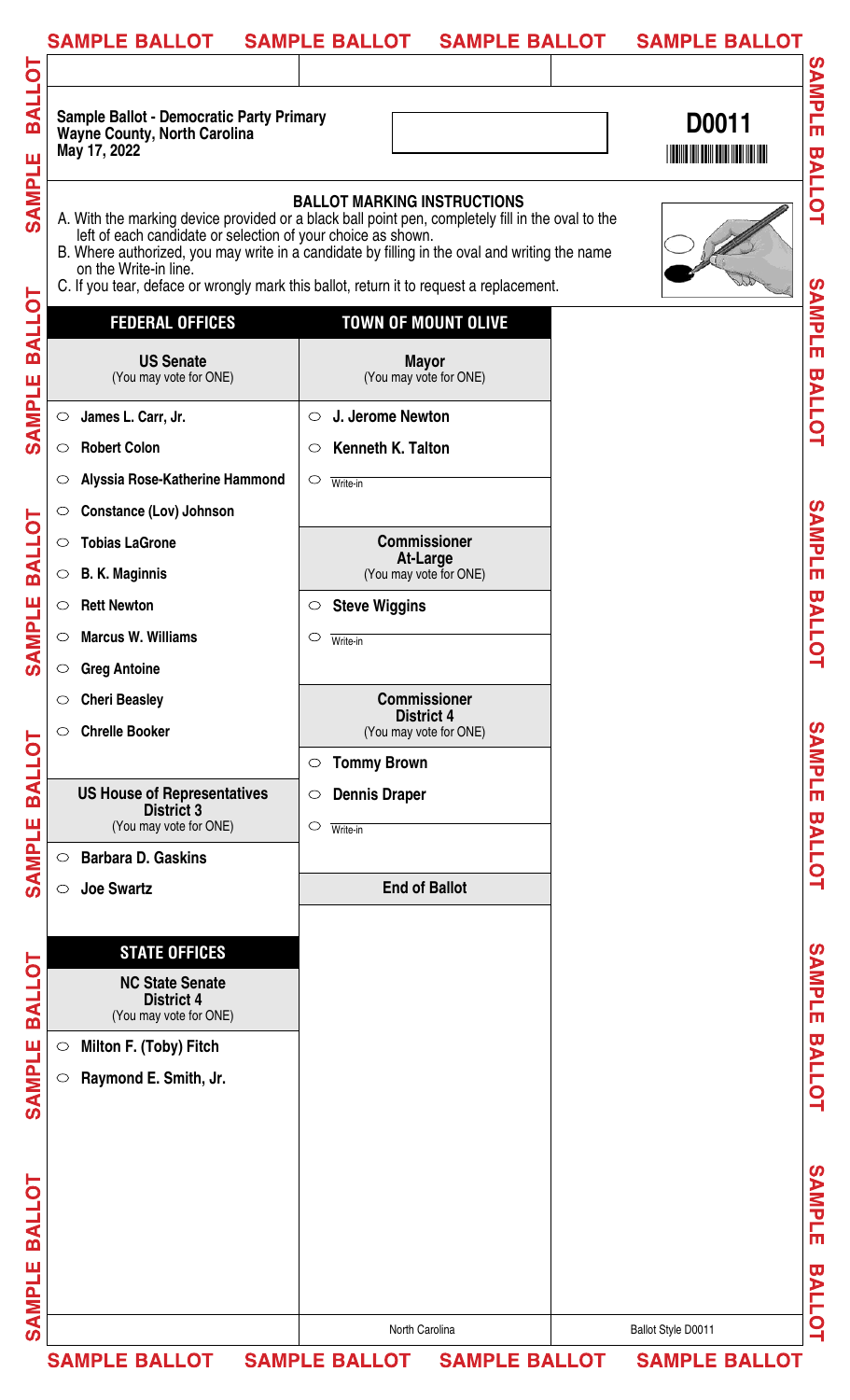**Sample Ballot - Democratic Party Primary**
**Wayne County, North Carolina**
**May 17, 2022**

**D0011**

## BALLOT MARKING INSTRUCTIONS

A. With the marking device provided or a black ball point pen, completely fill in the oval to the left of each candidate or selection of your choice as shown.
B. Where authorized, you may write in a candidate by filling in the oval and writing the name on the Write-in line.
C. If you tear, deface or wrongly mark this ballot, return it to request a replacement.

## FEDERAL OFFICES

### US Senate
(You may vote for ONE)

- ○ James L. Carr, Jr.
- ○ Robert Colon
- ○ Alyssia Rose-Katherine Hammond
- ○ Constance (Lov) Johnson
- ○ Tobias LaGrone
- ○ B. K. Maginnis
- ○ Rett Newton
- ○ Marcus W. Williams
- ○ Greg Antoine
- ○ Cheri Beasley
- ○ Chrelle Booker

### US House of Representatives District 3
(You may vote for ONE)

- ○ Barbara D. Gaskins
- ○ Joe Swartz

## STATE OFFICES

### NC State Senate District 4
(You may vote for ONE)

- ○ Milton F. (Toby) Fitch
- ○ Raymond E. Smith, Jr.

## TOWN OF MOUNT OLIVE

### Mayor
(You may vote for ONE)

- ○ J. Jerome Newton
- ○ Kenneth K. Talton
- ○ Write-in

### Commissioner At-Large
(You may vote for ONE)

- ○ Steve Wiggins
- ○ Write-in

### Commissioner District 4
(You may vote for ONE)

- ○ Tommy Brown
- ○ Dennis Draper
- ○ Write-in

**End of Ballot**

North Carolina

Ballot Style D0011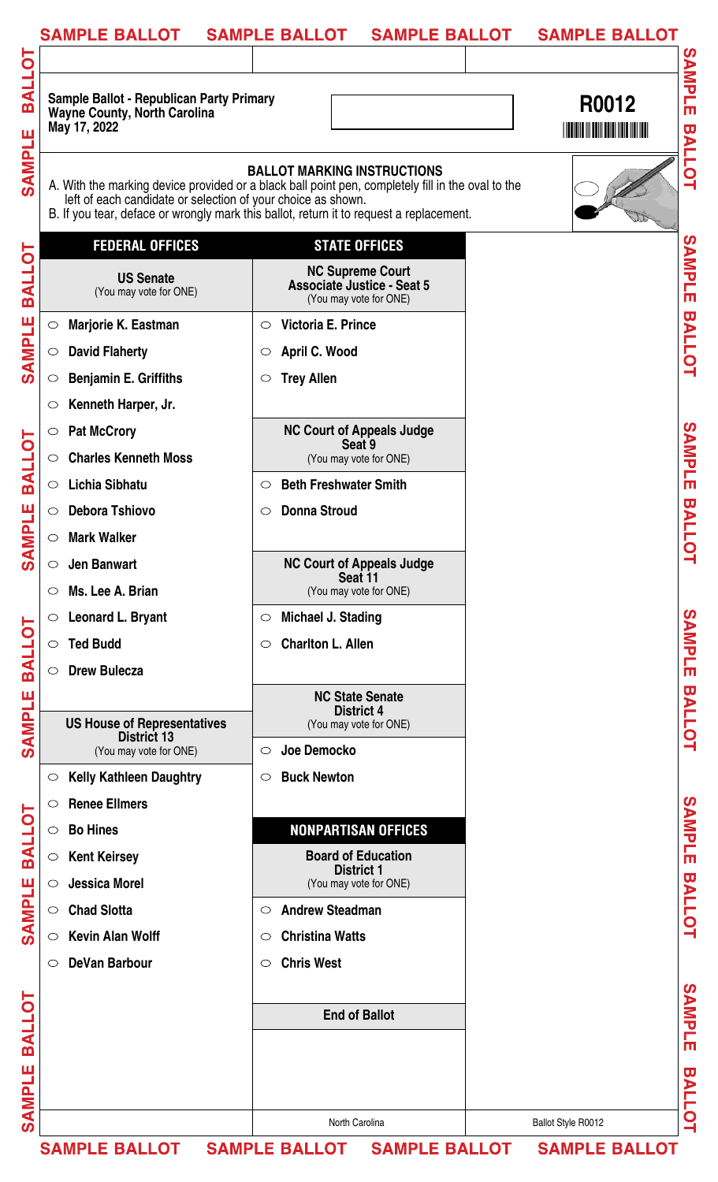**Sample Ballot - Republican Party Primary**
**Wayne County, North Carolina**
**May 17, 2022**

**R0012**

**BALLOT MARKING INSTRUCTIONS**

A. With the marking device provided or a black ball point pen, completely fill in the oval to the left of each candidate or selection of your choice as shown.
B. If you tear, deface or wrongly mark this ballot, return it to request a replacement.

## FEDERAL OFFICES

### US Senate
(You may vote for ONE)

- ○ Marjorie K. Eastman
- ○ David Flaherty
- ○ Benjamin E. Griffiths
- ○ Kenneth Harper, Jr.
- ○ Pat McCrory
- ○ Charles Kenneth Moss
- ○ Lichia Sibhatu
- ○ Debora Tshiovo
- ○ Mark Walker
- ○ Jen Banwart
- ○ Ms. Lee A. Brian
- ○ Leonard L. Bryant
- ○ Ted Budd
- ○ Drew Bulecza

### US House of Representatives District 13
(You may vote for ONE)

- ○ Kelly Kathleen Daughtry
- ○ Renee Ellmers
- ○ Bo Hines
- ○ Kent Keirsey
- ○ Jessica Morel
- ○ Chad Slotta
- ○ Kevin Alan Wolff
- ○ DeVan Barbour

## STATE OFFICES

### NC Supreme Court Associate Justice - Seat 5
(You may vote for ONE)

- ○ Victoria E. Prince
- ○ April C. Wood
- ○ Trey Allen

### NC Court of Appeals Judge Seat 9
(You may vote for ONE)

- ○ Beth Freshwater Smith
- ○ Donna Stroud

### NC Court of Appeals Judge Seat 11
(You may vote for ONE)

- ○ Michael J. Stading
- ○ Charlton L. Allen

### NC State Senate District 4
(You may vote for ONE)

- ○ Joe Democko
- ○ Buck Newton

## NONPARTISAN OFFICES

### Board of Education District 1
(You may vote for ONE)

- ○ Andrew Steadman
- ○ Christina Watts
- ○ Chris West

**End of Ballot**

North Carolina

Ballot Style R0012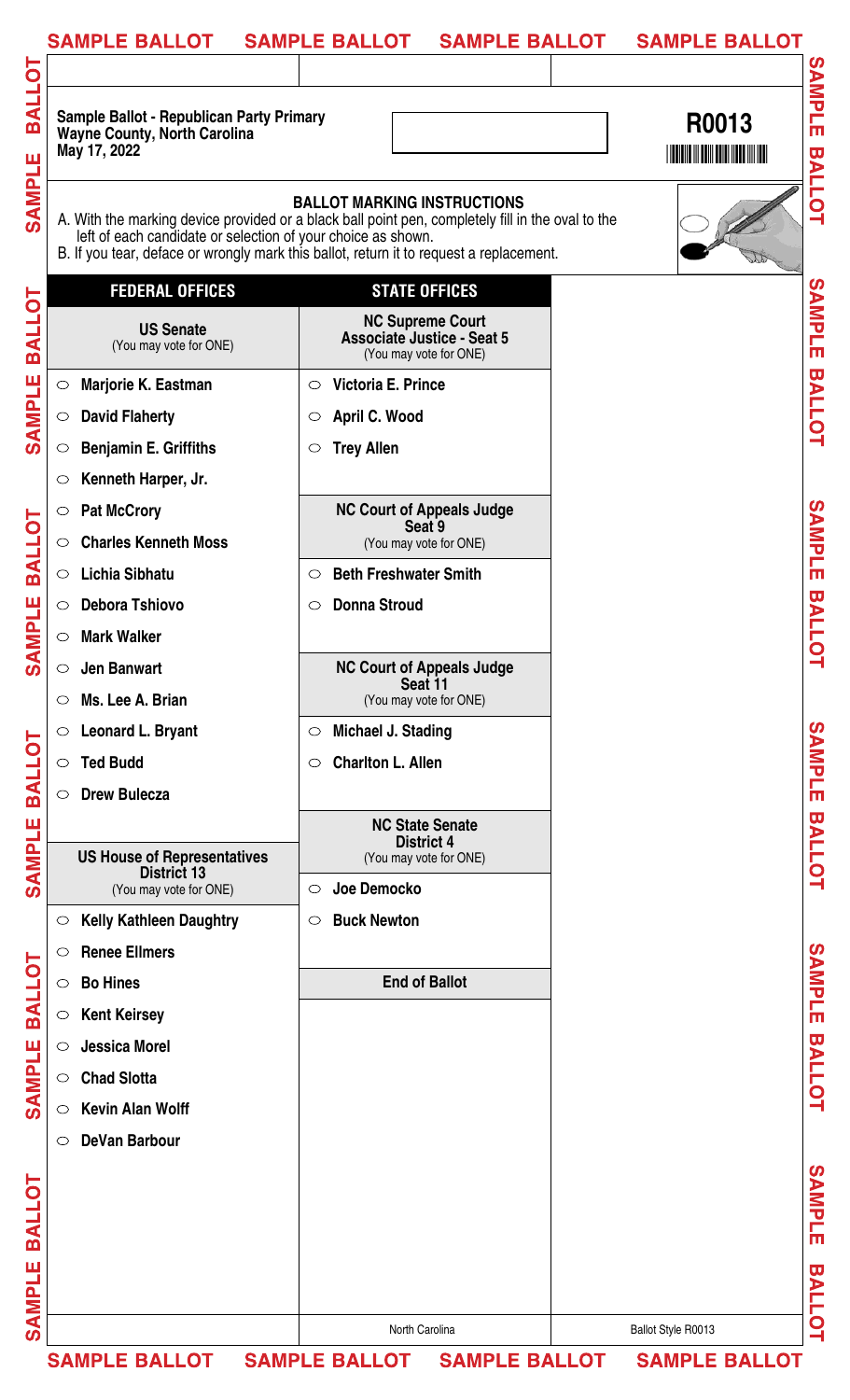**Sample Ballot - Republican Party Primary**
**Wayne County, North Carolina**
**May 17, 2022**

**R0013**

### BALLOT MARKING INSTRUCTIONS

A. With the marking device provided or a black ball point pen, completely fill in the oval to the left of each candidate or selection of your choice as shown.
B. If you tear, deface or wrongly mark this ballot, return it to request a replacement.

## FEDERAL OFFICES

### US Senate
(You may vote for ONE)

- ○ Marjorie K. Eastman
- ○ David Flaherty
- ○ Benjamin E. Griffiths
- ○ Kenneth Harper, Jr.
- ○ Pat McCrory
- ○ Charles Kenneth Moss
- ○ Lichia Sibhatu
- ○ Debora Tshiovo
- ○ Mark Walker
- ○ Jen Banwart
- ○ Ms. Lee A. Brian
- ○ Leonard L. Bryant
- ○ Ted Budd
- ○ Drew Bulecza

### US House of Representatives District 13
(You may vote for ONE)

- ○ Kelly Kathleen Daughtry
- ○ Renee Ellmers
- ○ Bo Hines
- ○ Kent Keirsey
- ○ Jessica Morel
- ○ Chad Slotta
- ○ Kevin Alan Wolff
- ○ DeVan Barbour

## STATE OFFICES

### NC Supreme Court Associate Justice - Seat 5
(You may vote for ONE)

- ○ Victoria E. Prince
- ○ April C. Wood
- ○ Trey Allen

### NC Court of Appeals Judge Seat 9
(You may vote for ONE)

- ○ Beth Freshwater Smith
- ○ Donna Stroud

### NC Court of Appeals Judge Seat 11
(You may vote for ONE)

- ○ Michael J. Stading
- ○ Charlton L. Allen

### NC State Senate District 4
(You may vote for ONE)

- ○ Joe Democko
- ○ Buck Newton

**End of Ballot**

North Carolina

Ballot Style R0013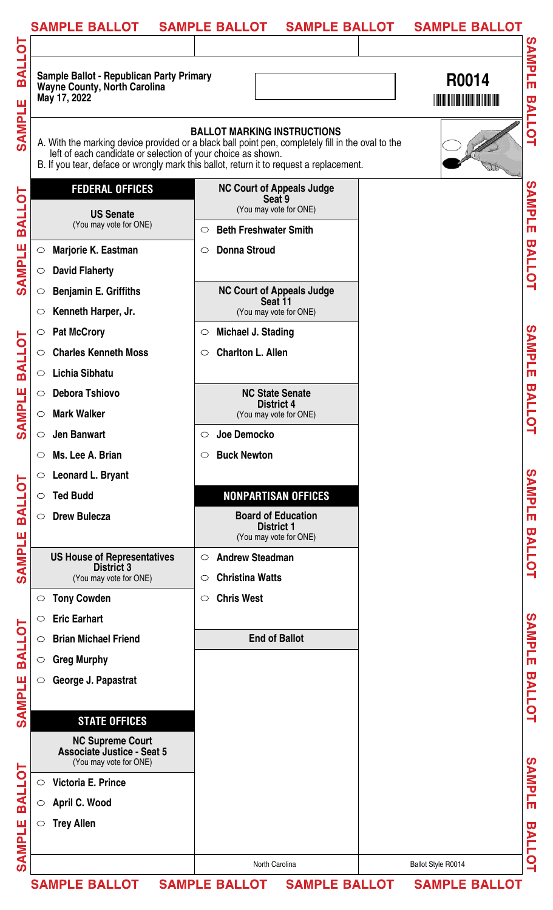**Sample Ballot - Republican Party Primary**
**Wayne County, North Carolina**
**May 17, 2022**

**R0014**

### BALLOT MARKING INSTRUCTIONS

A. With the marking device provided or a black ball point pen, completely fill in the oval to the left of each candidate or selection of your choice as shown.
B. If you tear, deface or wrongly mark this ballot, return it to request a replacement.

## FEDERAL OFFICES

### US Senate
(You may vote for ONE)

- ○ Marjorie K. Eastman
- ○ David Flaherty
- ○ Benjamin E. Griffiths
- ○ Kenneth Harper, Jr.
- ○ Pat McCrory
- ○ Charles Kenneth Moss
- ○ Lichia Sibhatu
- ○ Debora Tshiovo
- ○ Mark Walker
- ○ Jen Banwart
- ○ Ms. Lee A. Brian
- ○ Leonard L. Bryant
- ○ Ted Budd
- ○ Drew Bulecza

### US House of Representatives District 3
(You may vote for ONE)

- ○ Tony Cowden
- ○ Eric Earhart
- ○ Brian Michael Friend
- ○ Greg Murphy
- ○ George J. Papastrat

## STATE OFFICES

### NC Supreme Court Associate Justice - Seat 5
(You may vote for ONE)

- ○ Victoria E. Prince
- ○ April C. Wood
- ○ Trey Allen

### NC Court of Appeals Judge Seat 9
(You may vote for ONE)

- ○ Beth Freshwater Smith
- ○ Donna Stroud

### NC Court of Appeals Judge Seat 11
(You may vote for ONE)

- ○ Michael J. Stading
- ○ Charlton L. Allen

### NC State Senate District 4
(You may vote for ONE)

- ○ Joe Democko
- ○ Buck Newton

## NONPARTISAN OFFICES

### Board of Education District 1
(You may vote for ONE)

- ○ Andrew Steadman
- ○ Christina Watts
- ○ Chris West

**End of Ballot**

North Carolina

Ballot Style R0014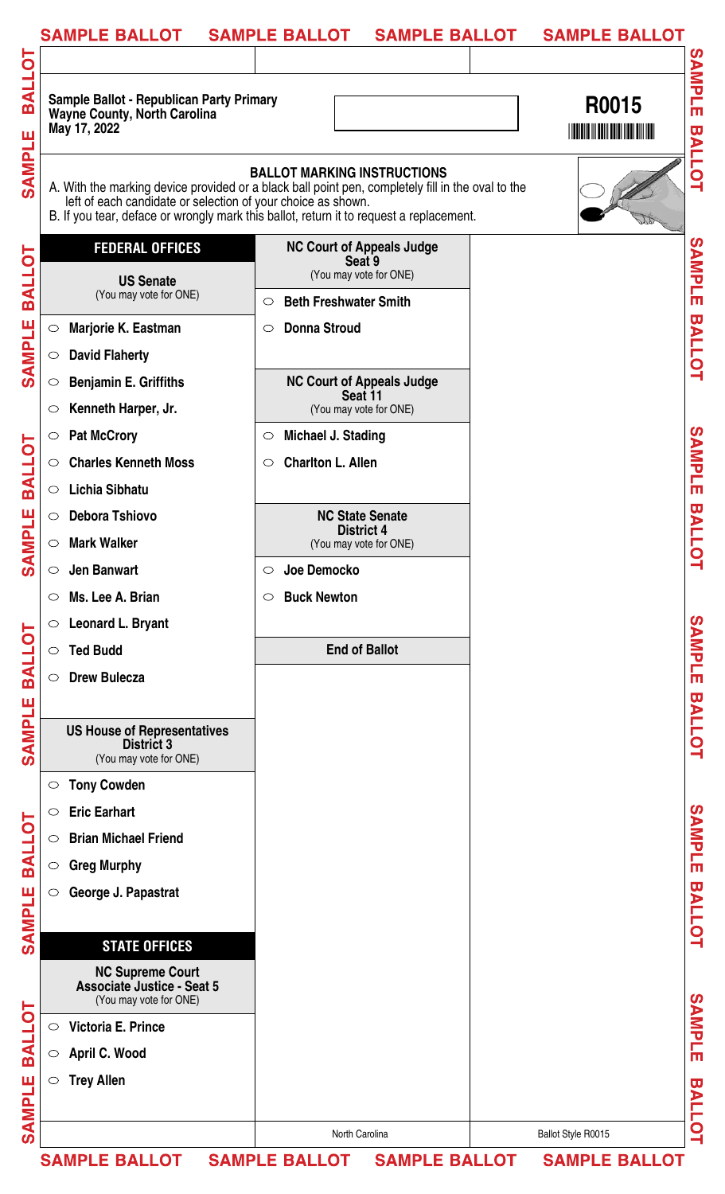Sample Ballot - Republican Party Primary
Wayne County, North Carolina
May 17, 2022

**R0015**

**BALLOT MARKING INSTRUCTIONS**

A. With the marking device provided or a black ball point pen, completely fill in the oval to the left of each candidate or selection of your choice as shown.

B. If you tear, deface or wrongly mark this ballot, return it to request a replacement.

## FEDERAL OFFICES

### US Senate
(You may vote for ONE)

- ○ Marjorie K. Eastman
- ○ David Flaherty
- ○ Benjamin E. Griffiths
- ○ Kenneth Harper, Jr.
- ○ Pat McCrory
- ○ Charles Kenneth Moss
- ○ Lichia Sibhatu
- ○ Debora Tshiovo
- ○ Mark Walker
- ○ Jen Banwart
- ○ Ms. Lee A. Brian
- ○ Leonard L. Bryant
- ○ Ted Budd
- ○ Drew Bulecza

### US House of Representatives District 3
(You may vote for ONE)

- ○ Tony Cowden
- ○ Eric Earhart
- ○ Brian Michael Friend
- ○ Greg Murphy
- ○ George J. Papastrat

## STATE OFFICES

### NC Supreme Court Associate Justice - Seat 5
(You may vote for ONE)

- ○ Victoria E. Prince
- ○ April C. Wood
- ○ Trey Allen

### NC Court of Appeals Judge Seat 9
(You may vote for ONE)

- ○ Beth Freshwater Smith
- ○ Donna Stroud

### NC Court of Appeals Judge Seat 11
(You may vote for ONE)

- ○ Michael J. Stading
- ○ Charlton L. Allen

### NC State Senate District 4
(You may vote for ONE)

- ○ Joe Democko
- ○ Buck Newton

**End of Ballot**

North Carolina

Ballot Style R0015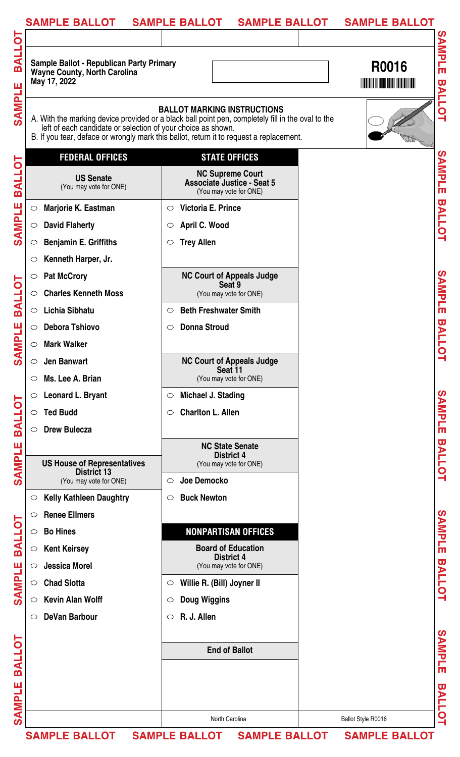Sample Ballot - Republican Party Primary
Wayne County, North Carolina
May 17, 2022

**R0016**

**BALLOT MARKING INSTRUCTIONS**

A. With the marking device provided or a black ball point pen, completely fill in the oval to the left of each candidate or selection of your choice as shown.
B. If you tear, deface or wrongly mark this ballot, return it to request a replacement.

## FEDERAL OFFICES

### US Senate
(You may vote for ONE)

- ○ Marjorie K. Eastman
- ○ David Flaherty
- ○ Benjamin E. Griffiths
- ○ Kenneth Harper, Jr.
- ○ Pat McCrory
- ○ Charles Kenneth Moss
- ○ Lichia Sibhatu
- ○ Debora Tshiovo
- ○ Mark Walker
- ○ Jen Banwart
- ○ Ms. Lee A. Brian
- ○ Leonard L. Bryant
- ○ Ted Budd
- ○ Drew Bulecza

### US House of Representatives District 13
(You may vote for ONE)

- ○ Kelly Kathleen Daughtry
- ○ Renee Ellmers
- ○ Bo Hines
- ○ Kent Keirsey
- ○ Jessica Morel
- ○ Chad Slotta
- ○ Kevin Alan Wolff
- ○ DeVan Barbour

## STATE OFFICES

### NC Supreme Court Associate Justice - Seat 5
(You may vote for ONE)

- ○ Victoria E. Prince
- ○ April C. Wood
- ○ Trey Allen

### NC Court of Appeals Judge Seat 9
(You may vote for ONE)

- ○ Beth Freshwater Smith
- ○ Donna Stroud

### NC Court of Appeals Judge Seat 11
(You may vote for ONE)

- ○ Michael J. Stading
- ○ Charlton L. Allen

### NC State Senate District 4
(You may vote for ONE)

- ○ Joe Democko
- ○ Buck Newton

## NONPARTISAN OFFICES

### Board of Education District 4
(You may vote for ONE)

- ○ Willie R. (Bill) Joyner II
- ○ Doug Wiggins
- ○ R. J. Allen

**End of Ballot**

North Carolina

Ballot Style R0016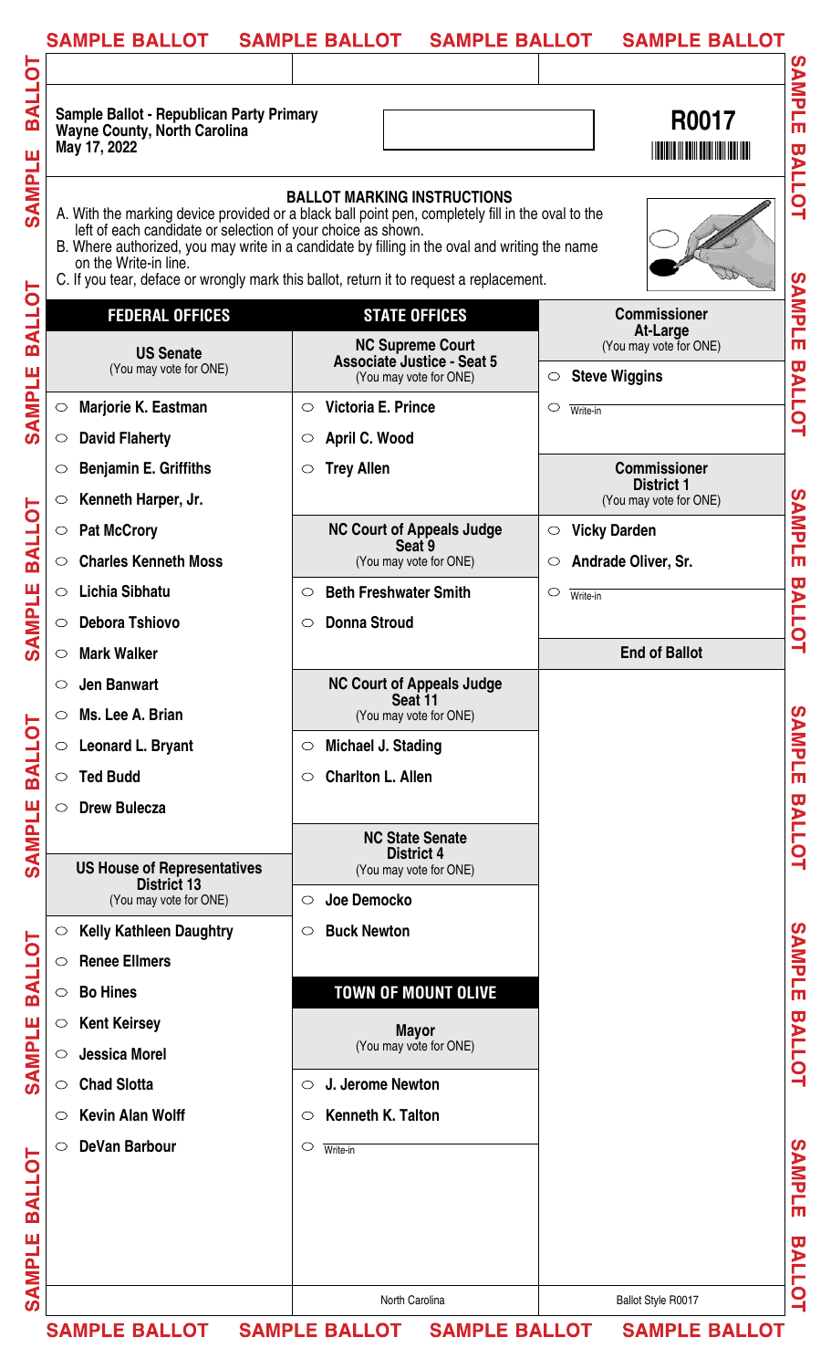**Sample Ballot - Republican Party Primary**
**Wayne County, North Carolina**
**May 17, 2022**

**R0017**

## BALLOT MARKING INSTRUCTIONS

A. With the marking device provided or a black ball point pen, completely fill in the oval to the left of each candidate or selection of your choice as shown.
B. Where authorized, you may write in a candidate by filling in the oval and writing the name on the Write-in line.
C. If you tear, deface or wrongly mark this ballot, return it to request a replacement.

## FEDERAL OFFICES

### US Senate
(You may vote for ONE)

- ○ Marjorie K. Eastman
- ○ David Flaherty
- ○ Benjamin E. Griffiths
- ○ Kenneth Harper, Jr.
- ○ Pat McCrory
- ○ Charles Kenneth Moss
- ○ Lichia Sibhatu
- ○ Debora Tshiovo
- ○ Mark Walker
- ○ Jen Banwart
- ○ Ms. Lee A. Brian
- ○ Leonard L. Bryant
- ○ Ted Budd
- ○ Drew Bulecza

### US House of Representatives District 13
(You may vote for ONE)

- ○ Kelly Kathleen Daughtry
- ○ Renee Ellmers
- ○ Bo Hines
- ○ Kent Keirsey
- ○ Jessica Morel
- ○ Chad Slotta
- ○ Kevin Alan Wolff
- ○ DeVan Barbour

## STATE OFFICES

### NC Supreme Court Associate Justice - Seat 5
(You may vote for ONE)

- ○ Victoria E. Prince
- ○ April C. Wood
- ○ Trey Allen

### NC Court of Appeals Judge Seat 9
(You may vote for ONE)

- ○ Beth Freshwater Smith
- ○ Donna Stroud

### NC Court of Appeals Judge Seat 11
(You may vote for ONE)

- ○ Michael J. Stading
- ○ Charlton L. Allen

### NC State Senate District 4
(You may vote for ONE)

- ○ Joe Democko
- ○ Buck Newton

## TOWN OF MOUNT OLIVE

### Mayor
(You may vote for ONE)

- ○ J. Jerome Newton
- ○ Kenneth K. Talton
- ○ Write-in

### Commissioner At-Large
(You may vote for ONE)

- ○ Steve Wiggins
- ○ Write-in

### Commissioner District 1
(You may vote for ONE)

- ○ Vicky Darden
- ○ Andrade Oliver, Sr.
- ○ Write-in

**End of Ballot**

North Carolina

Ballot Style R0017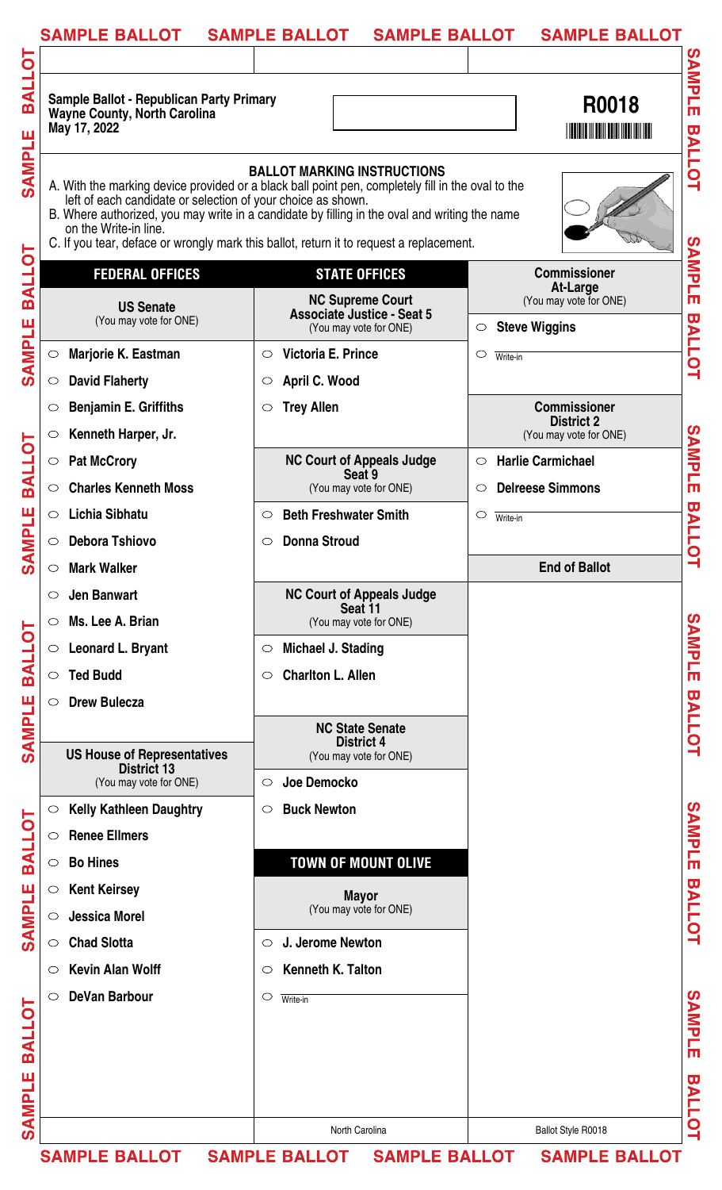Sample Ballot - Republican Party Primary
Wayne County, North Carolina
May 17, 2022

**R0018**

## BALLOT MARKING INSTRUCTIONS

A. With the marking device provided or a black ball point pen, completely fill in the oval to the left of each candidate or selection of your choice as shown.
B. Where authorized, you may write in a candidate by filling in the oval and writing the name on the Write-in line.
C. If you tear, deface or wrongly mark this ballot, return it to request a replacement.

## FEDERAL OFFICES

### US Senate
(You may vote for ONE)

- ○ Marjorie K. Eastman
- ○ David Flaherty
- ○ Benjamin E. Griffiths
- ○ Kenneth Harper, Jr.
- ○ Pat McCrory
- ○ Charles Kenneth Moss
- ○ Lichia Sibhatu
- ○ Debora Tshiovo
- ○ Mark Walker
- ○ Jen Banwart
- ○ Ms. Lee A. Brian
- ○ Leonard L. Bryant
- ○ Ted Budd
- ○ Drew Bulecza

### US House of Representatives District 13
(You may vote for ONE)

- ○ Kelly Kathleen Daughtry
- ○ Renee Ellmers
- ○ Bo Hines
- ○ Kent Keirsey
- ○ Jessica Morel
- ○ Chad Slotta
- ○ Kevin Alan Wolff
- ○ DeVan Barbour

## STATE OFFICES

### NC Supreme Court Associate Justice - Seat 5
(You may vote for ONE)

- ○ Victoria E. Prince
- ○ April C. Wood
- ○ Trey Allen

### NC Court of Appeals Judge Seat 9
(You may vote for ONE)

- ○ Beth Freshwater Smith
- ○ Donna Stroud

### NC Court of Appeals Judge Seat 11
(You may vote for ONE)

- ○ Michael J. Stading
- ○ Charlton L. Allen

### NC State Senate District 4
(You may vote for ONE)

- ○ Joe Democko
- ○ Buck Newton

## TOWN OF MOUNT OLIVE

### Mayor
(You may vote for ONE)

- ○ J. Jerome Newton
- ○ Kenneth K. Talton
- ○ Write-in

### Commissioner At-Large
(You may vote for ONE)

- ○ Steve Wiggins
- ○ Write-in

### Commissioner District 2
(You may vote for ONE)

- ○ Harlie Carmichael
- ○ Delreese Simmons
- ○ Write-in

**End of Ballot**

North Carolina

Ballot Style R0018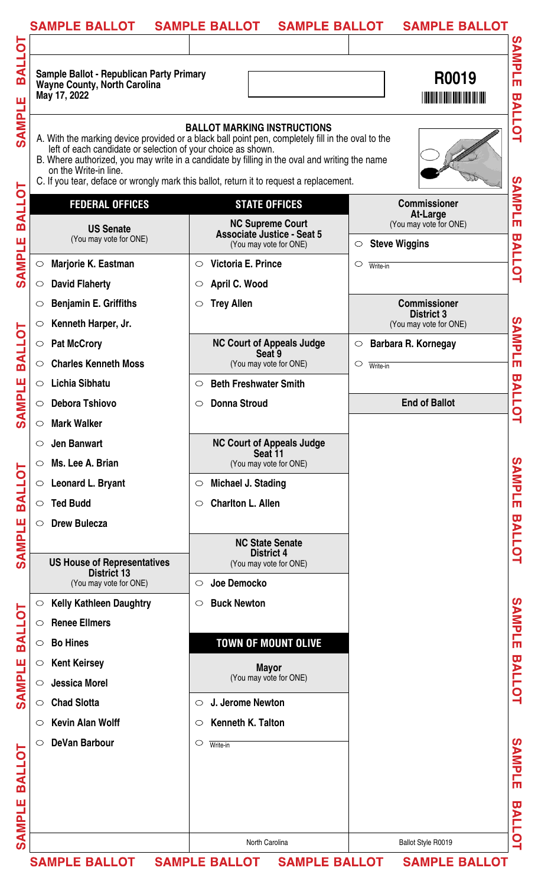**Sample Ballot - Republican Party Primary**
**Wayne County, North Carolina**
**May 17, 2022**

**R0019**

## BALLOT MARKING INSTRUCTIONS

A. With the marking device provided or a black ball point pen, completely fill in the oval to the left of each candidate or selection of your choice as shown.
B. Where authorized, you may write in a candidate by filling in the oval and writing the name on the Write-in line.
C. If you tear, deface or wrongly mark this ballot, return it to request a replacement.

## FEDERAL OFFICES

### US Senate
(You may vote for ONE)

- ○ Marjorie K. Eastman
- ○ David Flaherty
- ○ Benjamin E. Griffiths
- ○ Kenneth Harper, Jr.
- ○ Pat McCrory
- ○ Charles Kenneth Moss
- ○ Lichia Sibhatu
- ○ Debora Tshiovo
- ○ Mark Walker
- ○ Jen Banwart
- ○ Ms. Lee A. Brian
- ○ Leonard L. Bryant
- ○ Ted Budd
- ○ Drew Bulecza

### US House of Representatives District 13
(You may vote for ONE)

- ○ Kelly Kathleen Daughtry
- ○ Renee Ellmers
- ○ Bo Hines
- ○ Kent Keirsey
- ○ Jessica Morel
- ○ Chad Slotta
- ○ Kevin Alan Wolff
- ○ DeVan Barbour

## STATE OFFICES

### NC Supreme Court Associate Justice - Seat 5
(You may vote for ONE)

- ○ Victoria E. Prince
- ○ April C. Wood
- ○ Trey Allen

### NC Court of Appeals Judge Seat 9
(You may vote for ONE)

- ○ Beth Freshwater Smith
- ○ Donna Stroud

### NC Court of Appeals Judge Seat 11
(You may vote for ONE)

- ○ Michael J. Stading
- ○ Charlton L. Allen

### NC State Senate District 4
(You may vote for ONE)

- ○ Joe Democko
- ○ Buck Newton

## TOWN OF MOUNT OLIVE

### Mayor
(You may vote for ONE)

- ○ J. Jerome Newton
- ○ Kenneth K. Talton
- ○ Write-in

### Commissioner At-Large
(You may vote for ONE)

- ○ Steve Wiggins
- ○ Write-in

### Commissioner District 3
(You may vote for ONE)

- ○ Barbara R. Kornegay
- ○ Write-in

**End of Ballot**

North Carolina

Ballot Style R0019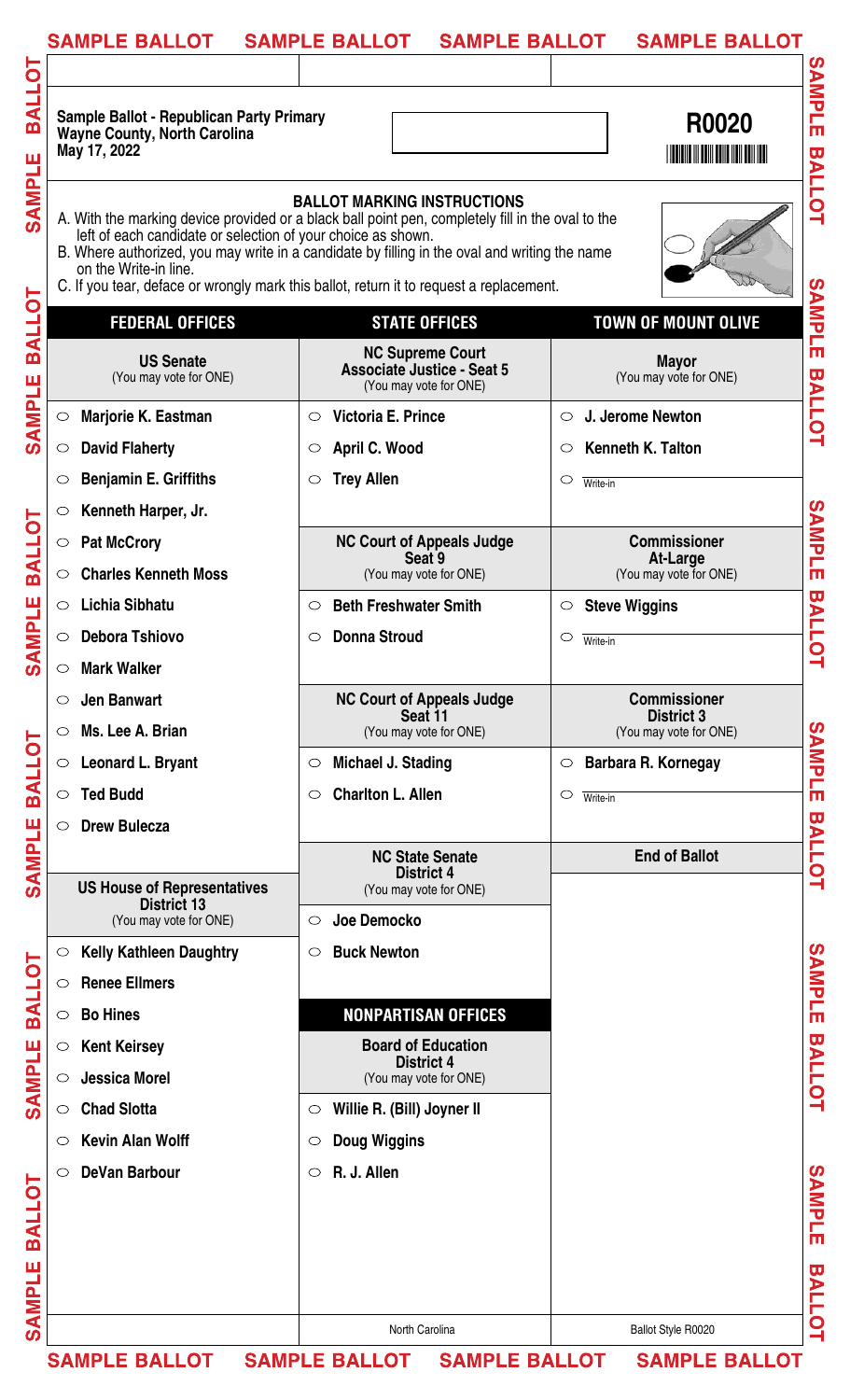Sample Ballot - Republican Party Primary
Wayne County, North Carolina
May 17, 2022

**R0020**

## BALLOT MARKING INSTRUCTIONS

A. With the marking device provided or a black ball point pen, completely fill in the oval to the left of each candidate or selection of your choice as shown.
B. Where authorized, you may write in a candidate by filling in the oval and writing the name on the Write-in line.
C. If you tear, deface or wrongly mark this ballot, return it to request a replacement.

## FEDERAL OFFICES

### US Senate
(You may vote for ONE)

- ○ Marjorie K. Eastman
- ○ David Flaherty
- ○ Benjamin E. Griffiths
- ○ Kenneth Harper, Jr.
- ○ Pat McCrory
- ○ Charles Kenneth Moss
- ○ Lichia Sibhatu
- ○ Debora Tshiovo
- ○ Mark Walker
- ○ Jen Banwart
- ○ Ms. Lee A. Brian
- ○ Leonard L. Bryant
- ○ Ted Budd
- ○ Drew Bulecza

### US House of Representatives District 13
(You may vote for ONE)

- ○ Kelly Kathleen Daughtry
- ○ Renee Ellmers
- ○ Bo Hines
- ○ Kent Keirsey
- ○ Jessica Morel
- ○ Chad Slotta
- ○ Kevin Alan Wolff
- ○ DeVan Barbour

## STATE OFFICES

### NC Supreme Court Associate Justice - Seat 5
(You may vote for ONE)

- ○ Victoria E. Prince
- ○ April C. Wood
- ○ Trey Allen

### NC Court of Appeals Judge Seat 9
(You may vote for ONE)

- ○ Beth Freshwater Smith
- ○ Donna Stroud

### NC Court of Appeals Judge Seat 11
(You may vote for ONE)

- ○ Michael J. Stading
- ○ Charlton L. Allen

### NC State Senate District 4
(You may vote for ONE)

- ○ Joe Democko
- ○ Buck Newton

## NONPARTISAN OFFICES

### Board of Education District 4
(You may vote for ONE)

- ○ Willie R. (Bill) Joyner II
- ○ Doug Wiggins
- ○ R. J. Allen

## TOWN OF MOUNT OLIVE

### Mayor
(You may vote for ONE)

- ○ J. Jerome Newton
- ○ Kenneth K. Talton
- ○ Write-in

### Commissioner At-Large
(You may vote for ONE)

- ○ Steve Wiggins
- ○ Write-in

### Commissioner District 3
(You may vote for ONE)

- ○ Barbara R. Kornegay
- ○ Write-in

**End of Ballot**

North Carolina

Ballot Style R0020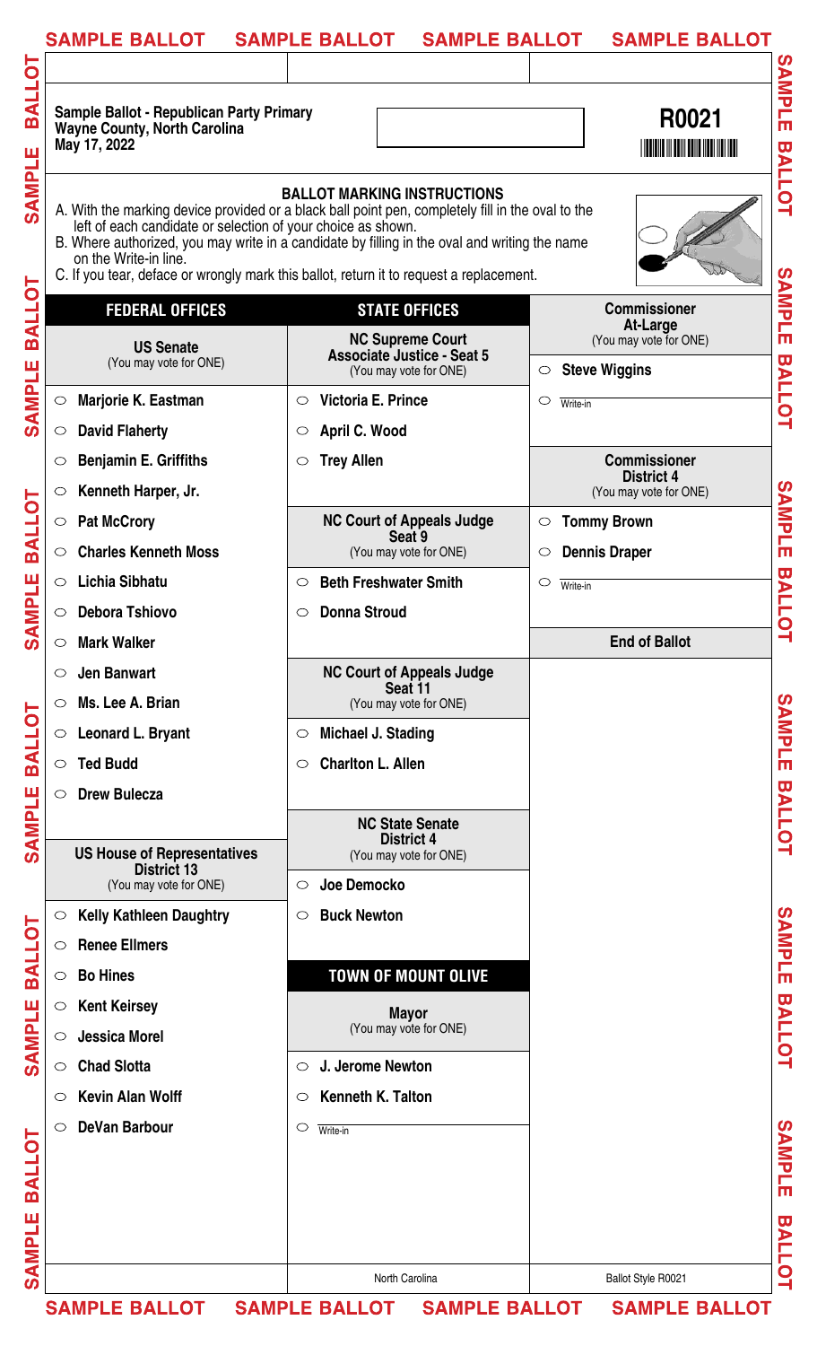**Sample Ballot - Republican Party Primary**
**Wayne County, North Carolina**
**May 17, 2022**

**R0021**

## BALLOT MARKING INSTRUCTIONS

A. With the marking device provided or a black ball point pen, completely fill in the oval to the left of each candidate or selection of your choice as shown.
B. Where authorized, you may write in a candidate by filling in the oval and writing the name on the Write-in line.
C. If you tear, deface or wrongly mark this ballot, return it to request a replacement.

## FEDERAL OFFICES

### US Senate
(You may vote for ONE)

- ○ Marjorie K. Eastman
- ○ David Flaherty
- ○ Benjamin E. Griffiths
- ○ Kenneth Harper, Jr.
- ○ Pat McCrory
- ○ Charles Kenneth Moss
- ○ Lichia Sibhatu
- ○ Debora Tshiovo
- ○ Mark Walker
- ○ Jen Banwart
- ○ Ms. Lee A. Brian
- ○ Leonard L. Bryant
- ○ Ted Budd
- ○ Drew Bulecza

### US House of Representatives District 13
(You may vote for ONE)

- ○ Kelly Kathleen Daughtry
- ○ Renee Ellmers
- ○ Bo Hines
- ○ Kent Keirsey
- ○ Jessica Morel
- ○ Chad Slotta
- ○ Kevin Alan Wolff
- ○ DeVan Barbour

## STATE OFFICES

### NC Supreme Court Associate Justice - Seat 5
(You may vote for ONE)

- ○ Victoria E. Prince
- ○ April C. Wood
- ○ Trey Allen

### NC Court of Appeals Judge Seat 9
(You may vote for ONE)

- ○ Beth Freshwater Smith
- ○ Donna Stroud

### NC Court of Appeals Judge Seat 11
(You may vote for ONE)

- ○ Michael J. Stading
- ○ Charlton L. Allen

### NC State Senate District 4
(You may vote for ONE)

- ○ Joe Democko
- ○ Buck Newton

## TOWN OF MOUNT OLIVE

### Mayor
(You may vote for ONE)

- ○ J. Jerome Newton
- ○ Kenneth K. Talton
- ○ Write-in

### Commissioner At-Large
(You may vote for ONE)

- ○ Steve Wiggins
- ○ Write-in

### Commissioner District 4
(You may vote for ONE)

- ○ Tommy Brown
- ○ Dennis Draper
- ○ Write-in

**End of Ballot**

North Carolina

Ballot Style R0021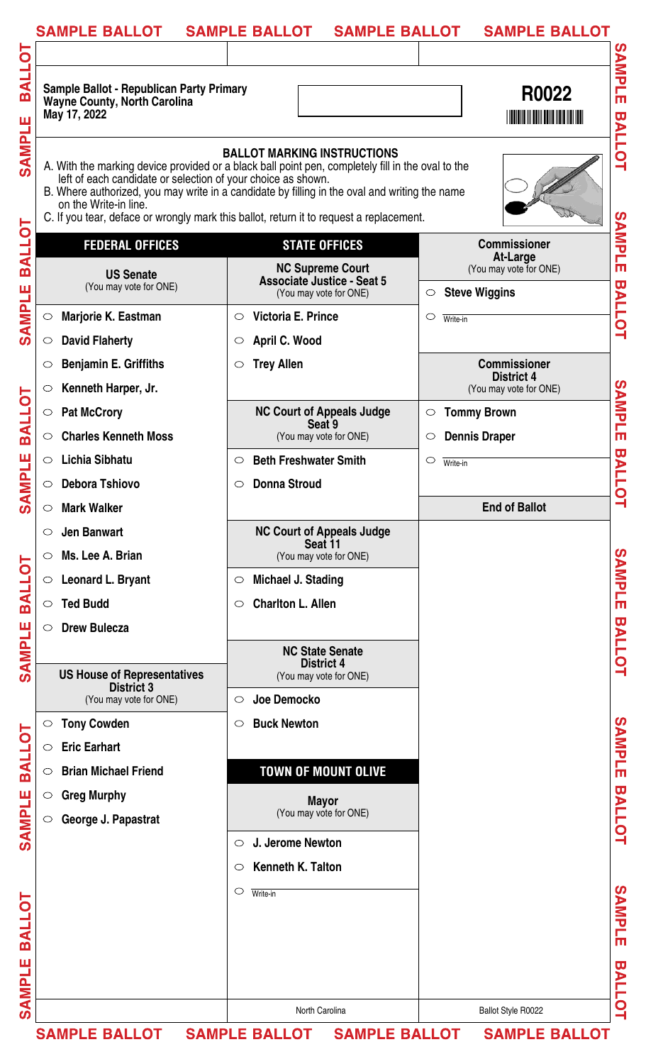Sample Ballot - Republican Party Primary
Wayne County, North Carolina
May 17, 2022

**R0022**

### BALLOT MARKING INSTRUCTIONS

A. With the marking device provided or a black ball point pen, completely fill in the oval to the left of each candidate or selection of your choice as shown.
B. Where authorized, you may write in a candidate by filling in the oval and writing the name on the Write-in line.
C. If you tear, deface or wrongly mark this ballot, return it to request a replacement.

## FEDERAL OFFICES

### US Senate
(You may vote for ONE)

- ○ Marjorie K. Eastman
- ○ David Flaherty
- ○ Benjamin E. Griffiths
- ○ Kenneth Harper, Jr.
- ○ Pat McCrory
- ○ Charles Kenneth Moss
- ○ Lichia Sibhatu
- ○ Debora Tshiovo
- ○ Mark Walker
- ○ Jen Banwart
- ○ Ms. Lee A. Brian
- ○ Leonard L. Bryant
- ○ Ted Budd
- ○ Drew Bulecza

### US House of Representatives District 3
(You may vote for ONE)

- ○ Tony Cowden
- ○ Eric Earhart
- ○ Brian Michael Friend
- ○ Greg Murphy
- ○ George J. Papastrat

## STATE OFFICES

### NC Supreme Court Associate Justice - Seat 5
(You may vote for ONE)

- ○ Victoria E. Prince
- ○ April C. Wood
- ○ Trey Allen

### NC Court of Appeals Judge Seat 9
(You may vote for ONE)

- ○ Beth Freshwater Smith
- ○ Donna Stroud

### NC Court of Appeals Judge Seat 11
(You may vote for ONE)

- ○ Michael J. Stading
- ○ Charlton L. Allen

### NC State Senate District 4
(You may vote for ONE)

- ○ Joe Democko
- ○ Buck Newton

## TOWN OF MOUNT OLIVE

### Mayor
(You may vote for ONE)

- ○ J. Jerome Newton
- ○ Kenneth K. Talton
- ○ Write-in

### Commissioner At-Large
(You may vote for ONE)

- ○ Steve Wiggins
- ○ Write-in

### Commissioner District 4
(You may vote for ONE)

- ○ Tommy Brown
- ○ Dennis Draper
- ○ Write-in

**End of Ballot**

North Carolina

Ballot Style R0022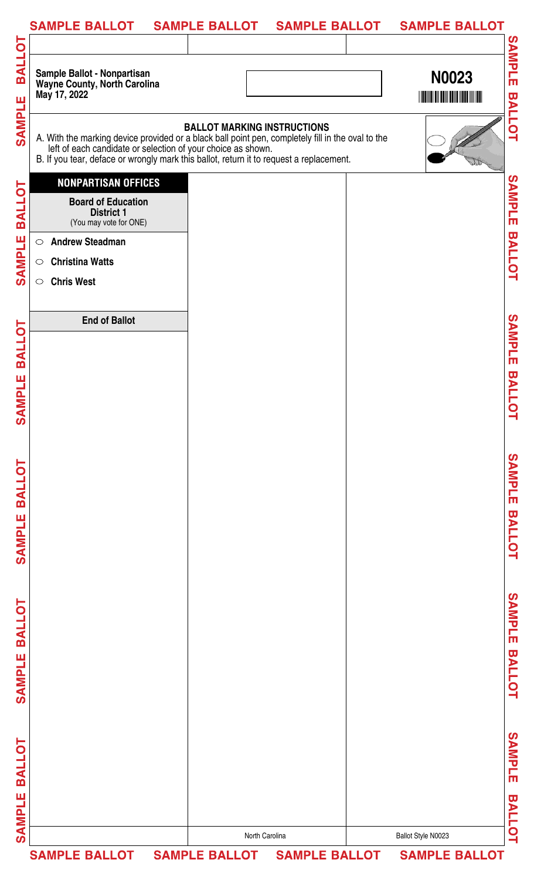**Sample Ballot - Nonpartisan**
**Wayne County, North Carolina**
**May 17, 2022**

**N0023**

## BALLOT MARKING INSTRUCTIONS

A. With the marking device provided or a black ball point pen, completely fill in the oval to the left of each candidate or selection of your choice as shown.
B. If you tear, deface or wrongly mark this ballot, return it to request a replacement.

## NONPARTISAN OFFICES

### Board of Education District 1
(You may vote for ONE)

- ○ **Andrew Steadman**
- ○ **Christina Watts**
- ○ **Chris West**

**End of Ballot**

North Carolina

Ballot Style N0023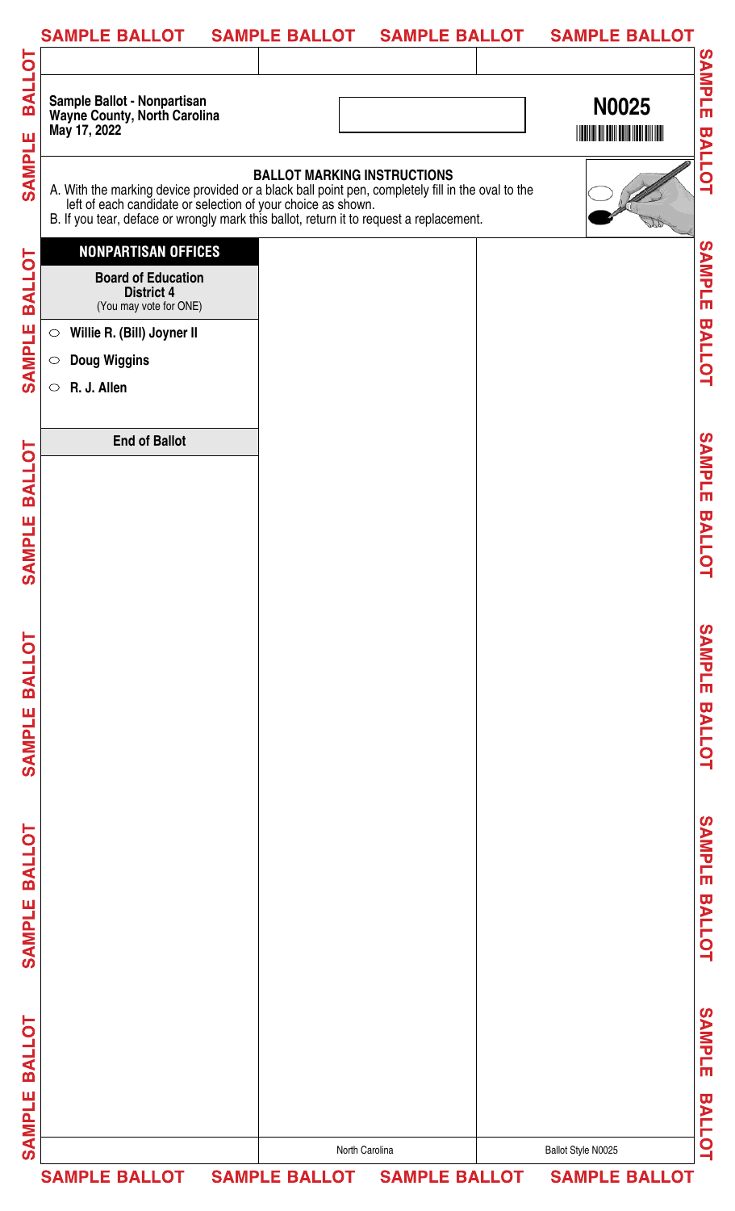**Sample Ballot - Nonpartisan**
**Wayne County, North Carolina**
**May 17, 2022**

**N0025**

**BALLOT MARKING INSTRUCTIONS**

A. With the marking device provided or a black ball point pen, completely fill in the oval to the left of each candidate or selection of your choice as shown.
B. If you tear, deface or wrongly mark this ballot, return it to request a replacement.

## NONPARTISAN OFFICES

**Board of Education**
**District 4**
(You may vote for ONE)

- ○ **Willie R. (Bill) Joyner II**
- ○ **Doug Wiggins**
- ○ **R. J. Allen**

**End of Ballot**

North Carolina

Ballot Style N0025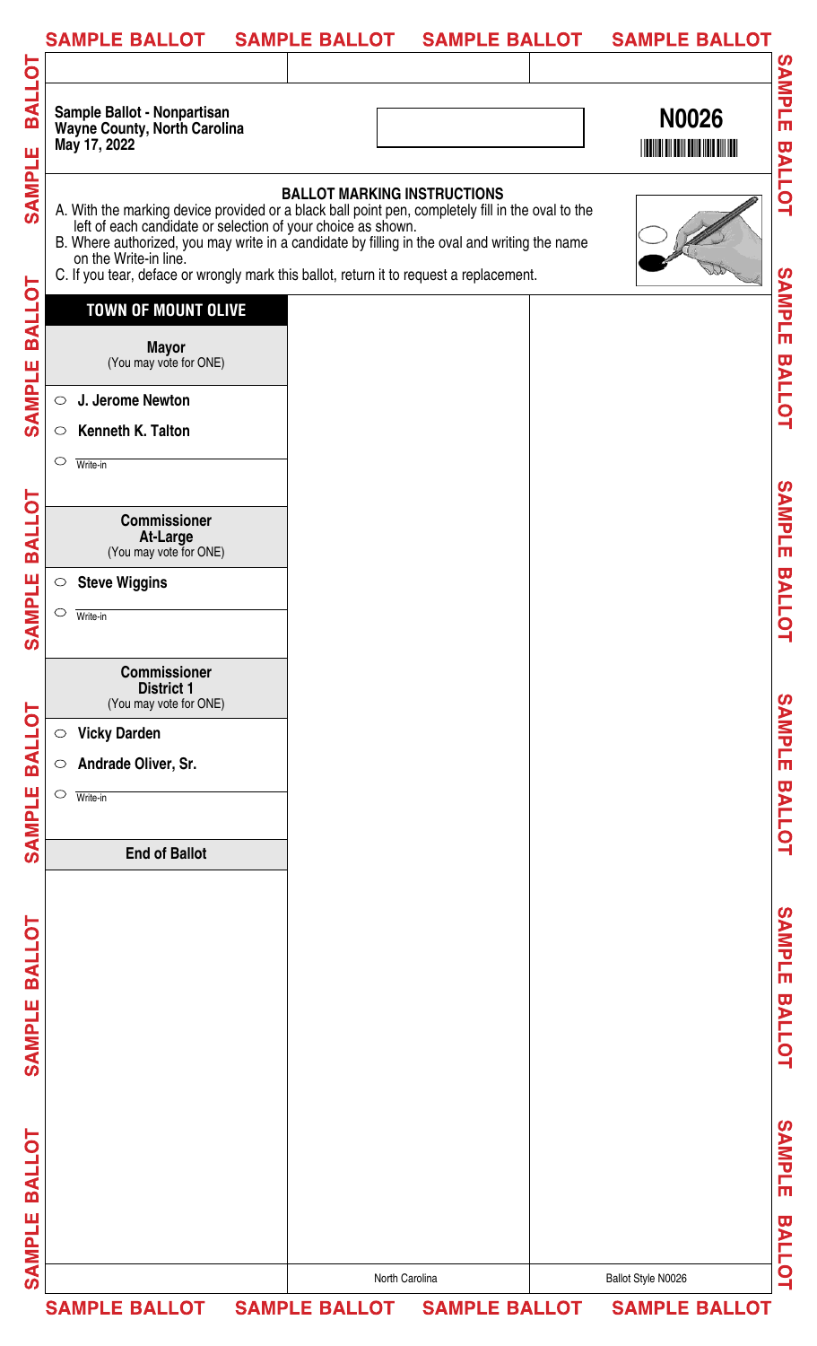**Sample Ballot - Nonpartisan**
**Wayne County, North Carolina**
**May 17, 2022**

**N0026**

**BALLOT MARKING INSTRUCTIONS**

A. With the marking device provided or a black ball point pen, completely fill in the oval to the left of each candidate or selection of your choice as shown.

B. Where authorized, you may write in a candidate by filling in the oval and writing the name on the Write-in line.

C. If you tear, deface or wrongly mark this ballot, return it to request a replacement.

## TOWN OF MOUNT OLIVE

### Mayor
(You may vote for ONE)

- ○ **J. Jerome Newton**
- ○ **Kenneth K. Talton**
- ○ Write-in

### Commissioner At-Large
(You may vote for ONE)

- ○ **Steve Wiggins**
- ○ Write-in

### Commissioner District 1
(You may vote for ONE)

- ○ **Vicky Darden**
- ○ **Andrade Oliver, Sr.**
- ○ Write-in

**End of Ballot**

North Carolina

Ballot Style N0026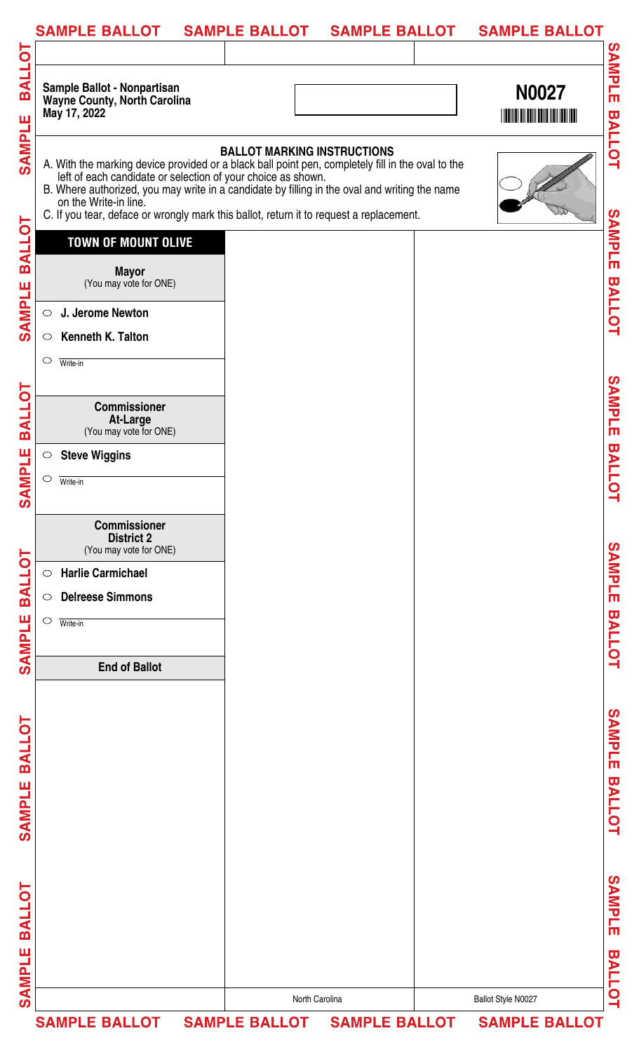Sample Ballot - Nonpartisan
Wayne County, North Carolina
May 17, 2022

**N0027**

## BALLOT MARKING INSTRUCTIONS

A. With the marking device provided or a black ball point pen, completely fill in the oval to the left of each candidate or selection of your choice as shown.
B. Where authorized, you may write in a candidate by filling in the oval and writing the name on the Write-in line.
C. If you tear, deface or wrongly mark this ballot, return it to request a replacement.

## TOWN OF MOUNT OLIVE

### Mayor
(You may vote for ONE)

- ○ **J. Jerome Newton**
- ○ **Kenneth K. Talton**
- ○ Write-in

### Commissioner At-Large
(You may vote for ONE)

- ○ **Steve Wiggins**
- ○ Write-in

### Commissioner District 2
(You may vote for ONE)

- ○ **Harlie Carmichael**
- ○ **Delreese Simmons**
- ○ Write-in

**End of Ballot**

North Carolina

Ballot Style N0027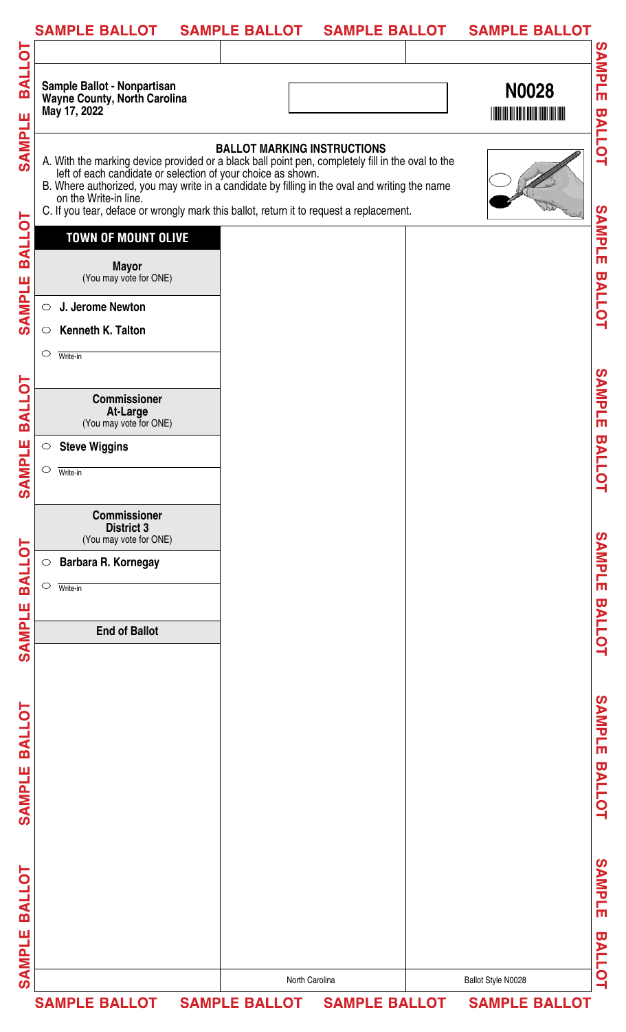Sample Ballot - Nonpartisan
Wayne County, North Carolina
May 17, 2022

**N0028**

## BALLOT MARKING INSTRUCTIONS

A. With the marking device provided or a black ball point pen, completely fill in the oval to the left of each candidate or selection of your choice as shown.
B. Where authorized, you may write in a candidate by filling in the oval and writing the name on the Write-in line.
C. If you tear, deface or wrongly mark this ballot, return it to request a replacement.

## TOWN OF MOUNT OLIVE

### Mayor
(You may vote for ONE)

- ○ **J. Jerome Newton**
- ○ **Kenneth K. Talton**
- ○ Write-in

### Commissioner At-Large
(You may vote for ONE)

- ○ **Steve Wiggins**
- ○ Write-in

### Commissioner District 3
(You may vote for ONE)

- ○ **Barbara R. Kornegay**
- ○ Write-in

**End of Ballot**

North Carolina

Ballot Style N0028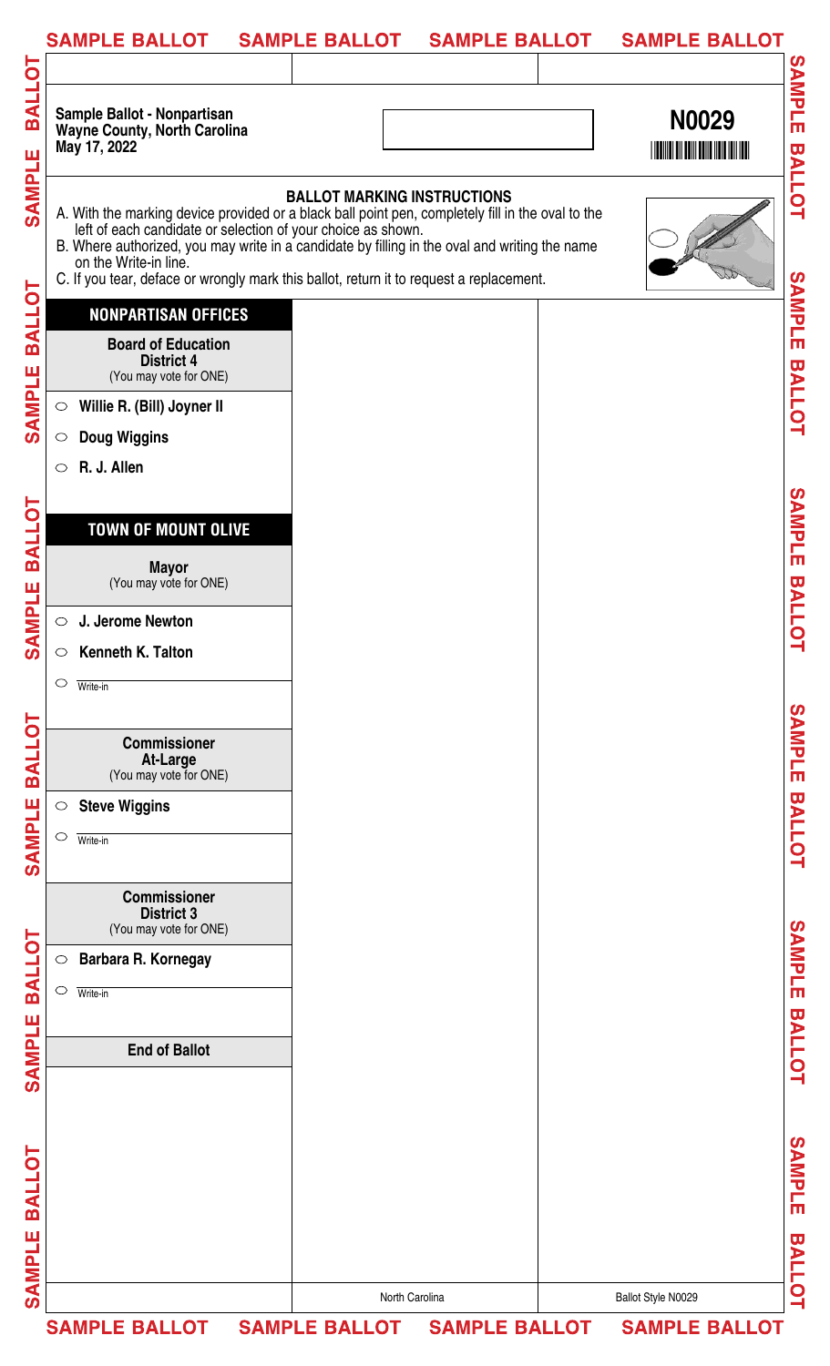Sample Ballot - Nonpartisan
Wayne County, North Carolina
May 17, 2022

**N0029**

## BALLOT MARKING INSTRUCTIONS

A. With the marking device provided or a black ball point pen, completely fill in the oval to the left of each candidate or selection of your choice as shown.
B. Where authorized, you may write in a candidate by filling in the oval and writing the name on the Write-in line.
C. If you tear, deface or wrongly mark this ballot, return it to request a replacement.

## NONPARTISAN OFFICES

### Board of Education District 4
(You may vote for ONE)

- ○ **Willie R. (Bill) Joyner II**
- ○ **Doug Wiggins**
- ○ **R. J. Allen**

## TOWN OF MOUNT OLIVE

### Mayor
(You may vote for ONE)

- ○ **J. Jerome Newton**
- ○ **Kenneth K. Talton**
- ○ Write-in

### Commissioner At-Large
(You may vote for ONE)

- ○ **Steve Wiggins**
- ○ Write-in

### Commissioner District 3
(You may vote for ONE)

- ○ **Barbara R. Kornegay**
- ○ Write-in

**End of Ballot**

North Carolina

Ballot Style N0029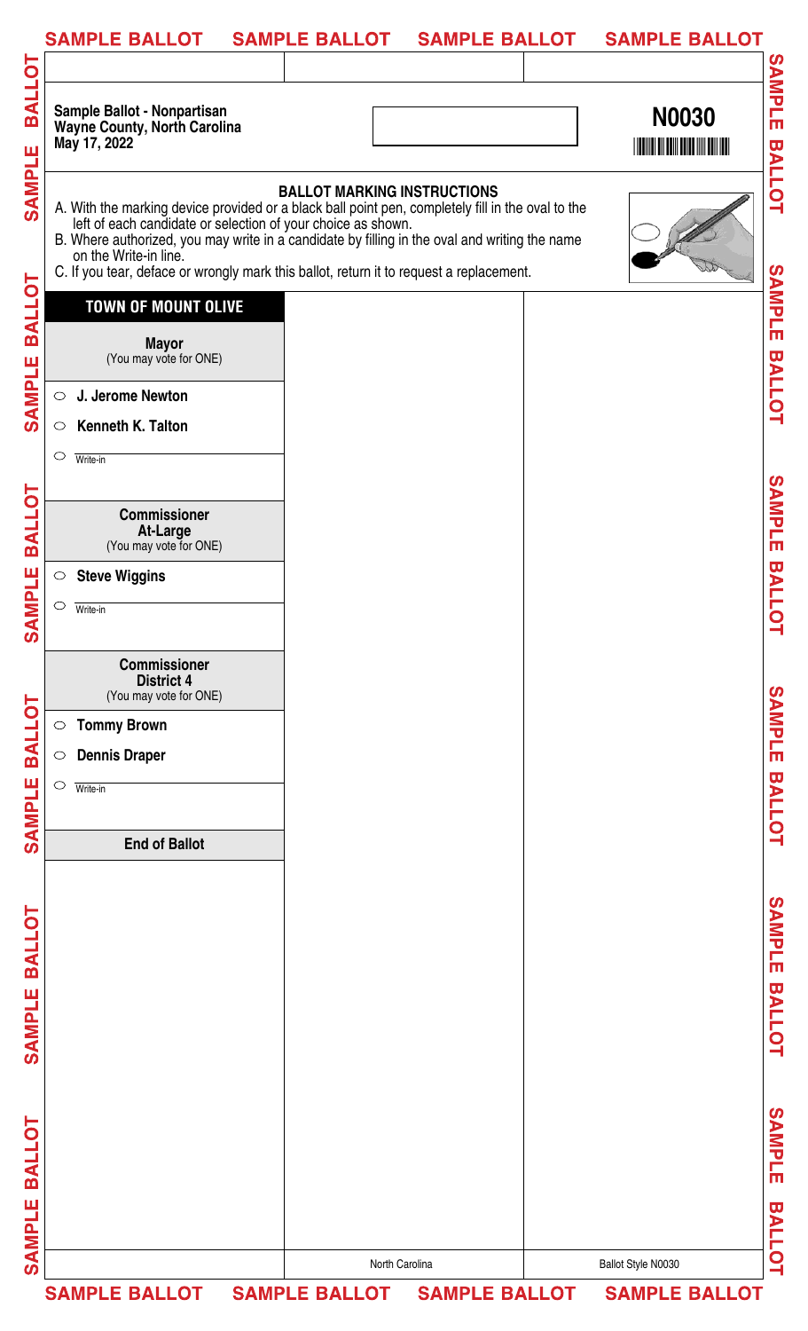Sample Ballot - Nonpartisan
Wayne County, North Carolina
May 17, 2022

**N0030**

**BALLOT MARKING INSTRUCTIONS**

A. With the marking device provided or a black ball point pen, completely fill in the oval to the left of each candidate or selection of your choice as shown.
B. Where authorized, you may write in a candidate by filling in the oval and writing the name on the Write-in line.
C. If you tear, deface or wrongly mark this ballot, return it to request a replacement.

## TOWN OF MOUNT OLIVE

### Mayor
(You may vote for ONE)

- ○ J. Jerome Newton
- ○ Kenneth K. Talton
- ○ Write-in

### Commissioner At-Large
(You may vote for ONE)

- ○ Steve Wiggins
- ○ Write-in

### Commissioner District 4
(You may vote for ONE)

- ○ Tommy Brown
- ○ Dennis Draper
- ○ Write-in

**End of Ballot**

North Carolina

Ballot Style N0030